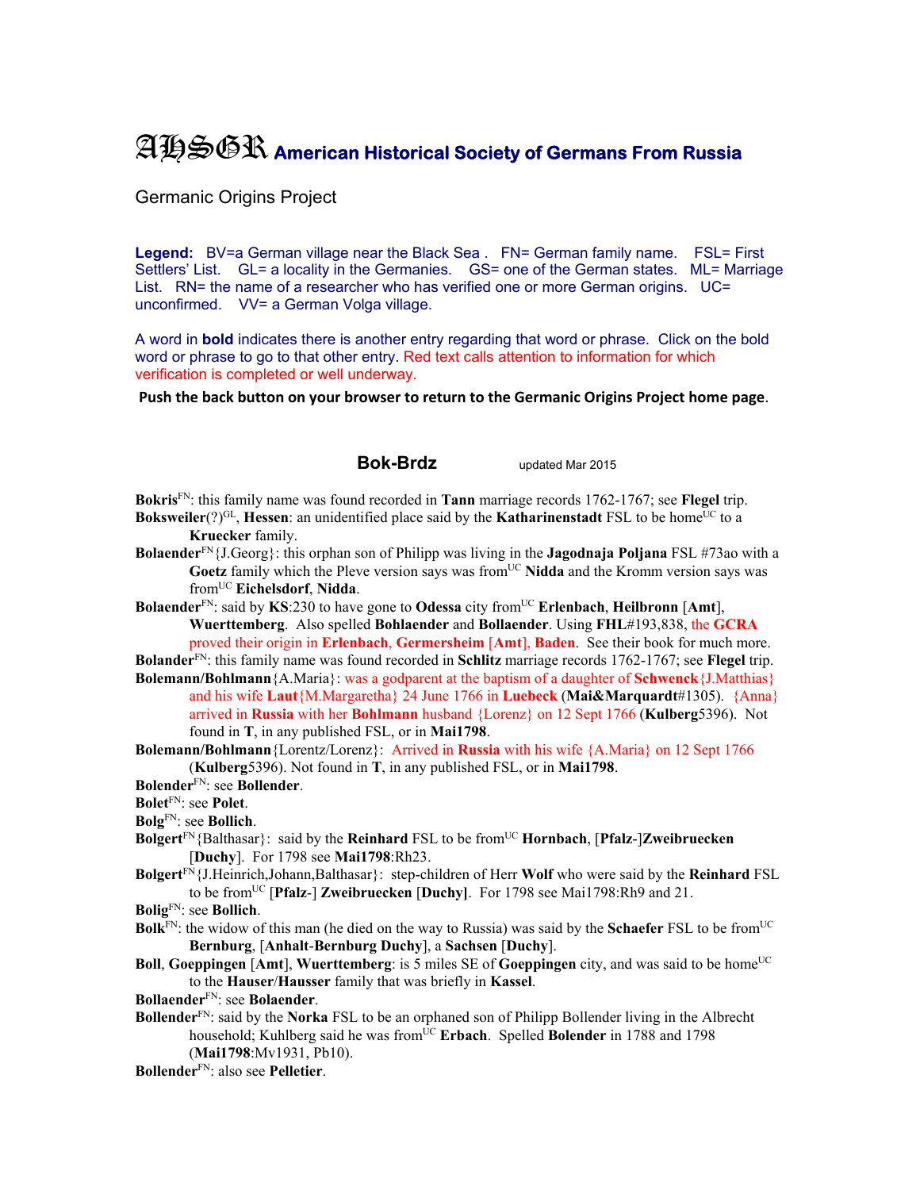# AHSGR American Historical Society of Germans From Russia

Germanic Origins Project

**Legend:** BV=a German village near the Black Sea . FN= German family name. FSL= First Settlers' List. GL= a locality in the Germanies. GS= one of the German states. ML= Marriage List. RN= the name of a researcher who has verified one or more German origins. UC= unconfirmed. VV= a German Volga village.

A word in **bold** indicates there is another entry regarding that word or phrase. Click on the bold word or phrase to go to that other entry. Red text calls attention to information for which verification is completed or well underway.

**Push the back button on your browser to return to the Germanic Origins Project home page**.

## Bok-Brdz

updated Mar 2015

**Bokris**[FN]: this family name was found recorded in **Tann** marriage records 1762-1767; see **Flegel** trip.

**Boksweiler**(?)[GL], **Hessen**: an unidentified place said by the **Katharinenstadt** FSL to be home[UC] to a **Kruecker** family.

**Bolaender**[FN]{J.Georg}: this orphan son of Philipp was living in the **Jagodnaja Poljana** FSL #73ao with a **Goetz** family which the Pleve version says was from[UC] **Nidda** and the Kromm version says was from[UC] **Eichelsdorf**, **Nidda**.

**Bolaender**[FN]: said by **KS**:230 to have gone to **Odessa** city from[UC] **Erlenbach**, **Heilbronn** [**Amt**], **Wuerttemberg**. Also spelled **Bohlaender** and **Bollaender**. Using **FHL**#193,838, the **GCRA** proved their origin in **Erlenbach**, **Germersheim** [**Amt**], **Baden**. See their book for much more.

**Bolander**[FN]: this family name was found recorded in **Schlitz** marriage records 1762-1767; see **Flegel** trip.

**Bolemann/Bohlmann**{A.Maria}: was a godparent at the baptism of a daughter of **Schwenck**{J.Matthias} and his wife **Laut**{M.Margaretha} 24 June 1766 in **Luebeck** (**Mai&Marquardt**#1305). {Anna} arrived in **Russia** with her **Bohlmann** husband {Lorenz} on 12 Sept 1766 (**Kulberg**5396). Not found in **T**, in any published FSL, or in **Mai1798**.

**Bolemann/Bohlmann**{Lorentz/Lorenz}: Arrived in **Russia** with his wife {A.Maria} on 12 Sept 1766 (**Kulberg**5396). Not found in **T**, in any published FSL, or in **Mai1798**.

**Bolender**[FN]: see **Bollender**.

**Bolet**[FN]: see **Polet**.

**Bolg**[FN]: see **Bollich**.

**Bolgert**[FN]{Balthasar}: said by the **Reinhard** FSL to be from[UC] **Hornbach**, [**Pfalz**-]**Zweibruecken** [**Duchy**]. For 1798 see **Mai1798**:Rh23.

**Bolgert**[FN]{J.Heinrich,Johann,Balthasar}: step-children of Herr **Wolf** who were said by the **Reinhard** FSL to be from[UC] [**Pfalz**-] **Zweibruecken** [**Duchy**]. For 1798 see Mai1798:Rh9 and 21.

**Bolig**[FN]: see **Bollich**.

**Bolk**[FN]: the widow of this man (he died on the way to Russia) was said by the **Schaefer** FSL to be from[UC] **Bernburg**, [**Anhalt**-**Bernburg Duchy**], a **Sachsen** [**Duchy**].

**Boll**, **Goeppingen** [**Amt**], **Wuerttemberg**: is 5 miles SE of **Goeppingen** city, and was said to be home[UC] to the **Hauser**/**Hausser** family that was briefly in **Kassel**.

**Bollaender**[FN]: see **Bolaender**.

**Bollender**[FN]: said by the **Norka** FSL to be an orphaned son of Philipp Bollender living in the Albrecht household; Kuhlberg said he was from[UC] **Erbach**. Spelled **Bolender** in 1788 and 1798 (**Mai1798**:Mv1931, Pb10).

**Bollender**[FN]: also see **Pelletier**.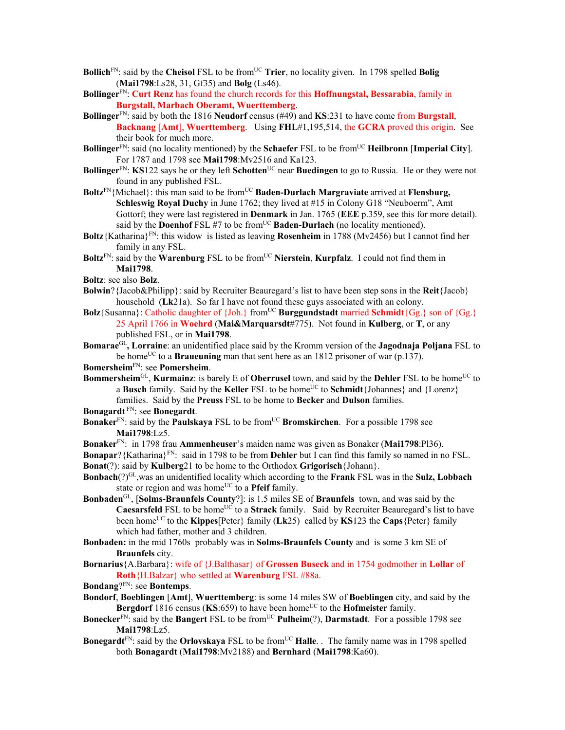**Bollich**[FN]: said by the **Cheisol** FSL to be from[UC] **Trier**, no locality given. In 1798 spelled **Bolig** (**Mai1798**:Ls28, 31, Gf35) and **Bolg** (Ls46).

**Bollinger**[FN]: **Curt Renz** has found the church records for this **Hoffnungstal, Bessarabia**, family in **Burgstall, Marbach Oberamt, Wuerttemberg**.

**Bollinger**[FN]: said by both the 1816 **Neudorf** census (#49) and **KS**:231 to have come from **Burgstall, Backnang** [**Amt**], **Wuerttemberg**. Using **FHL**#1,195,514, the **GCRA** proved this origin. See their book for much more.

**Bollinger**[FN]: said (no locality mentioned) by the **Schaefer** FSL to be from[UC] **Heilbronn** [**Imperial City**]. For 1787 and 1798 see **Mai1798**:Mv2516 and Ka123.

**Bollinger**[FN]: **KS**122 says he or they left **Schotten**[UC] near **Buedingen** to go to Russia. He or they were not found in any published FSL.

**Boltz**[FN]{Michael}: this man said to be from[UC] **Baden-Durlach Margraviate** arrived at **Flensburg, Schleswig Royal Duchy** in June 1762; they lived at #15 in Colony G18 "Neuboerm", Amt Gottorf; they were last registered in **Denmark** in Jan. 1765 (**EEE** p.359, see this for more detail). said by the **Doenhof** FSL #7 to be from[UC] **Baden-Durlach** (no locality mentioned).

**Boltz**{Katharina}[FN]: this widow is listed as leaving **Rosenheim** in 1788 (Mv2456) but I cannot find her family in any FSL.

**Boltz**[FN]: said by the **Warenburg** FSL to be from[UC] **Nierstein**, **Kurpfalz**. I could not find them in **Mai1798**.

**Boltz**: see also **Bolz**.

**Bolwin**?{Jacob&Philipp}: said by Recruiter Beauregard's list to have been step sons in the **Reit**{Jacob} household (**Lk**21a). So far I have not found these guys associated with an colony.

**Bolz**{Susanna}: Catholic daughter of {Joh.} from[UC] **Burggundstadt** married **Schmidt**{Gg.} son of {Gg.} 25 April 1766 in **Woehrd** (**Mai&Marquarsdt**#775). Not found in **Kulberg**, or **T**, or any published FSL, or in **Mai1798**.

**Bomarae**[GL]**, Lorraine**: an unidentified place said by the Kromm version of the **Jagodnaja Poljana** FSL to be home[UC] to a **Braeuning** man that sent here as an 1812 prisoner of war (p.137).

**Bomersheim**[FN]: see **Pomersheim**.

**Bommersheim**[GL], **Kurmainz**: is barely E of **Oberrusel** town, and said by the **Dehler** FSL to be home[UC] to a **Busch** family. Said by the **Keller** FSL to be home[UC] to **Schmidt**{Johannes} and {Lorenz} families. Said by the **Preuss** FSL to be home to **Becker** and **Dulson** families.

**Bonagardt** [FN]: see **Bonegardt**.

**Bonaker**[FN]: said by the **Paulskaya** FSL to be from[UC] **Bromskirchen**. For a possible 1798 see **Mai1798**:Lz5.

**Bonaker**[FN]: in 1798 frau **Ammenheuser**'s maiden name was given as Bonaker (**Mai1798**:Pl36).

**Bonapar**?{Katharina}[FN]: said in 1798 to be from **Dehler** but I can find this family so named in no FSL.

**Bonat**(?): said by **Kulberg**21 to be home to the Orthodox **Grigorisch**{Johann}.

**Bonbach**(?)[GL],was an unidentified locality which according to the **Frank** FSL was in the **Sulz, Lobbach** state or region and was home[UC] to a **Pfeif** family.

**Bonbaden**[GL], [**Solms-Braunfels County**?]: is 1.5 miles SE of **Braunfels** town, and was said by the **Caesarsfeld** FSL to be home[UC] to a **Strack** family. Said by Recruiter Beauregard's list to have been home[UC] to the **Kippes**[Peter} family (**Lk**25) called by **KS**123 the **Caps**{Peter} family which had father, mother and 3 children.

**Bonbaden:** in the mid 1760s probably was in **Solms-Braunfels County** and is some 3 km SE of **Braunfels** city.

**Bornarius**{A.Barbara}: wife of {J.Balthasar} of **Grossen Buseck** and in 1754 godmother in **Lollar** of **Roth**{H.Balzar} who settled at **Warenburg** FSL #88a.

**Bondang**?[FN]: see **Bontemps**.

**Bondorf**, **Boeblingen** [**Amt**], **Wuerttemberg**: is some 14 miles SW of **Boeblingen** city, and said by the **Bergdorf** 1816 census (**KS**:659) to have been home[UC] to the **Hofmeister** family.

**Bonecker**[FN]: said by the **Bangert** FSL to be from[UC] **Pulheim**(?), **Darmstadt**. For a possible 1798 see **Mai1798**:Lz5.

**Bonegardt**[FN]: said by the **Orlovskaya** FSL to be from[UC] **Halle**. . The family name was in 1798 spelled both **Bonagardt** (**Mai1798**:Mv2188) and **Bernhard** (**Mai1798**:Ka60).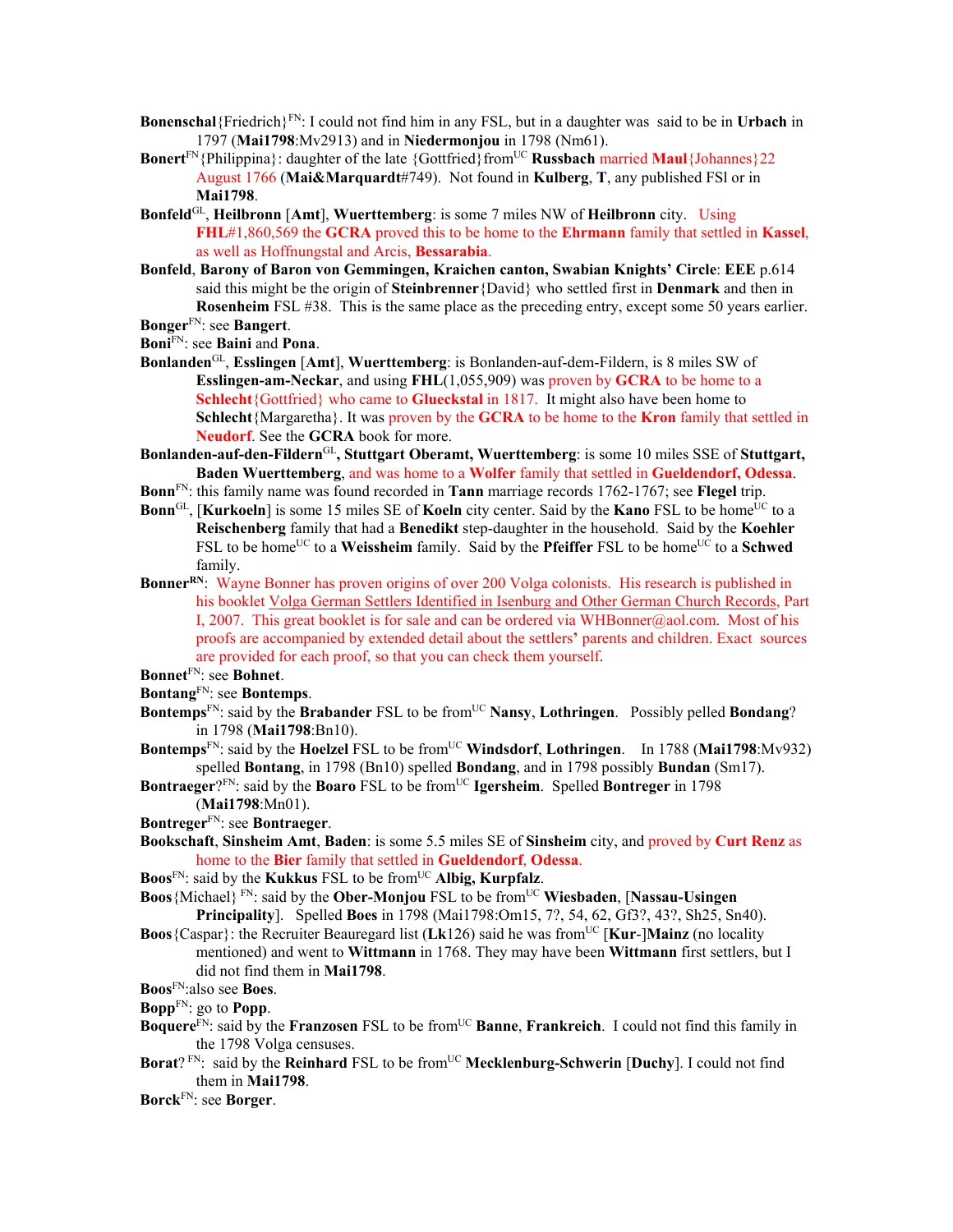**Bonenschal**{Friedrich}[FN]: I could not find him in any FSL, but in a daughter was said to be in **Urbach** in 1797 (**Mai1798**:Mv2913) and in **Niedermonjou** in 1798 (Nm61).

**Bonert**[FN]{Philippina}: daughter of the late {Gottfried}from[UC] **Russbach** married **Maul**{Johannes}22 August 1766 (**Mai&Marquardt**#749). Not found in **Kulberg**, **T**, any published FSl or in **Mai1798**.

**Bonfeld**[GL], **Heilbronn** [**Amt**], **Wuerttemberg**: is some 7 miles NW of **Heilbronn** city. Using **FHL**#1,860,569 the **GCRA** proved this to be home to the **Ehrmann** family that settled in **Kassel**, as well as Hoffnungstal and Arcis, **Bessarabia**.

**Bonfeld**, **Barony of Baron von Gemmingen, Kraichen canton, Swabian Knights' Circle**: **EEE** p.614 said this might be the origin of **Steinbrenner**{David} who settled first in **Denmark** and then in **Rosenheim** FSL #38. This is the same place as the preceding entry, except some 50 years earlier.

**Bonger**[FN]: see **Bangert**.

**Boni**[FN]: see **Baini** and **Pona**.

**Bonlanden**[GL], **Esslingen** [**Amt**], **Wuerttemberg**: is Bonlanden-auf-dem-Fildern, is 8 miles SW of **Esslingen-am-Neckar**, and using **FHL**(1,055,909) was proven by **GCRA** to be home to a **Schlecht**{Gottfried} who came to **Glueckstal** in 1817. It might also have been home to **Schlecht**{Margaretha}. It was proven by the **GCRA** to be home to the **Kron** family that settled in **Neudorf**. See the **GCRA** book for more.

**Bonlanden-auf-den-Fildern**[GL], **Stuttgart Oberamt, Wuerttemberg**: is some 10 miles SSE of **Stuttgart, Baden Wuerttemberg**, and was home to a **Wolfer** family that settled in **Gueldendorf, Odessa**.

**Bonn**[FN]: this family name was found recorded in **Tann** marriage records 1762-1767; see **Flegel** trip.

**Bonn**[GL], [**Kurkoeln**] is some 15 miles SE of **Koeln** city center. Said by the **Kano** FSL to be home[UC] to a **Reischenberg** family that had a **Benedikt** step-daughter in the household. Said by the **Koehler** FSL to be home[UC] to a **Weissheim** family. Said by the **Pfeiffer** FSL to be home[UC] to a **Schwed** family.

**Bonner**[RN]: Wayne Bonner has proven origins of over 200 Volga colonists. His research is published in his booklet Volga German Settlers Identified in Isenburg and Other German Church Records, Part I, 2007. This great booklet is for sale and can be ordered via WHBonner@aol.com. Most of his proofs are accompanied by extended detail about the settlers' parents and children. Exact sources are provided for each proof, so that you can check them yourself.

**Bonnet**[FN]: see **Bohnet**.

**Bontang**[FN]: see **Bontemps**.

**Bontemps**[FN]: said by the **Brabander** FSL to be from[UC] **Nansy**, **Lothringen**. Possibly pelled **Bondang**? in 1798 (**Mai1798**:Bn10).

**Bontemps**[FN]: said by the **Hoelzel** FSL to be from[UC] **Windsdorf**, **Lothringen**. In 1788 (**Mai1798**:Mv932) spelled **Bontang**, in 1798 (Bn10) spelled **Bondang**, and in 1798 possibly **Bundan** (Sm17).

**Bontraeger**?[FN]: said by the **Boaro** FSL to be from[UC] **Igersheim**. Spelled **Bontreger** in 1798 (**Mai1798**:Mn01).

**Bontreger**[FN]: see **Bontraeger**.

**Bookschaft**, **Sinsheim Amt**, **Baden**: is some 5.5 miles SE of **Sinsheim** city, and proved by **Curt Renz** as home to the **Bier** family that settled in **Gueldendorf**, **Odessa**.

**Boos**[FN]: said by the **Kukkus** FSL to be from[UC] **Albig, Kurpfalz**.

**Boos**{Michael} [FN]: said by the **Ober-Monjou** FSL to be from[UC] **Wiesbaden**, [**Nassau-Usingen Principality**]. Spelled **Boes** in 1798 (Mai1798:Om15, 7?, 54, 62, Gf3?, 43?, Sh25, Sn40).

**Boos**{Caspar}: the Recruiter Beauregard list (**Lk**126) said he was from[UC] [**Kur**-]**Mainz** (no locality mentioned) and went to **Wittmann** in 1768. They may have been **Wittmann** first settlers, but I did not find them in **Mai1798**.

**Boos**[FN]:also see **Boes**.

**Bopp**[FN]: go to **Popp**.

**Boquere**[FN]: said by the **Franzosen** FSL to be from[UC] **Banne**, **Frankreich**. I could not find this family in the 1798 Volga censuses.

**Borat**? [FN]: said by the **Reinhard** FSL to be from[UC] **Mecklenburg-Schwerin** [**Duchy**]. I could not find them in **Mai1798**.

**Borck**[FN]: see **Borger**.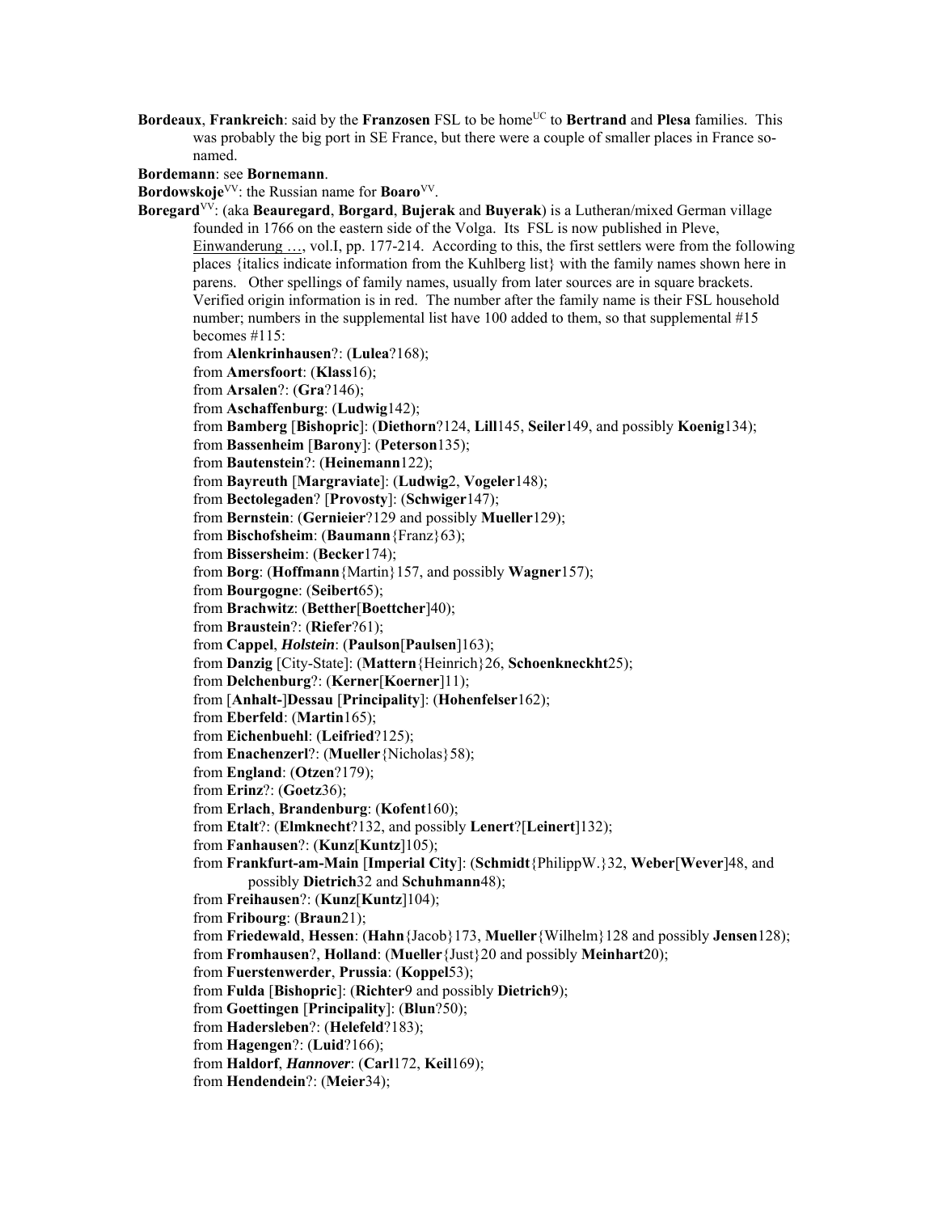**Bordeaux**, **Frankreich**: said by the **Franzosen** FSL to be home[UC] to **Bertrand** and **Plesa** families. This was probably the big port in SE France, but there were a couple of smaller places in France so-named.

**Bordemann**: see **Bornemann**.

**Bordowskoje**[VV]: the Russian name for **Boaro**[VV].

**Boregard**[VV]: (aka **Beauregard**, **Borgard**, **Bujerak** and **Buyerak**) is a Lutheran/mixed German village founded in 1766 on the eastern side of the Volga. Its FSL is now published in Pleve, Einwanderung …, vol.I, pp. 177-214. According to this, the first settlers were from the following places {italics indicate information from the Kuhlberg list} with the family names shown here in parens. Other spellings of family names, usually from later sources are in square brackets. Verified origin information is in red. The number after the family name is their FSL household number; numbers in the supplemental list have 100 added to them, so that supplemental #15 becomes #115:

- from **Alenkrinhausen**?: (**Lulea**?168);
- from **Amersfoort**: (**Klass**16);
- from **Arsalen**?: (**Gra**?146);
- from **Aschaffenburg**: (**Ludwig**142);
- from **Bamberg** [**Bishopric**]: (**Diethorn**?124, **Lill**145, **Seiler**149, and possibly **Koenig**134);
- from **Bassenheim** [**Barony**]: (**Peterson**135);
- from **Bautenstein**?: (**Heinemann**122);
- from **Bayreuth** [**Margraviate**]: (**Ludwig**2, **Vogeler**148);
- from **Bectolegaden**? [**Provosty**]: (**Schwiger**147);
- from **Bernstein**: (**Gernieier**?129 and possibly **Mueller**129);
- from **Bischofsheim**: (**Baumann**{Franz}63);
- from **Bissersheim**: (**Becker**174);
- from **Borg**: (**Hoffmann**{Martin}157, and possibly **Wagner**157);
- from **Bourgogne**: (**Seibert**65);
- from **Brachwitz**: (**Betther**[**Boettcher**]40);
- from **Braustein**?: (**Riefer**?61);
- from **Cappel**, ***Holstein***: (**Paulson**[**Paulsen**]163);
- from **Danzig** [City-State]: (**Mattern**{Heinrich}26, **Schoenkneckht**25);
- from **Delchenburg**?: (**Kerner**[**Koerner**]11);
- from [**Anhalt-**]**Dessau** [**Principality**]: (**Hohenfelser**162);
- from **Eberfeld**: (**Martin**165);
- from **Eichenbuehl**: (**Leifried**?125);
- from **Enachenzerl**?: (**Mueller**{Nicholas}58);
- from **England**: (**Otzen**?179);
- from **Erinz**?: (**Goetz**36);
- from **Erlach**, **Brandenburg**: (**Kofent**160);
- from **Etalt**?: (**Elmknecht**?132, and possibly **Lenert**?[**Leinert**]132);
- from **Fanhausen**?: (**Kunz**[**Kuntz**]105);
- from **Frankfurt-am-Main** [**Imperial City**]: (**Schmidt**{PhilippW.}32, **Weber**[**Wever**]48, and possibly **Dietrich**32 and **Schuhmann**48);
- from **Freihausen**?: (**Kunz**[**Kuntz**]104);
- from **Fribourg**: (**Braun**21);
- from **Friedewald**, **Hessen**: (**Hahn**{Jacob}173, **Mueller**{Wilhelm}128 and possibly **Jensen**128);
- from **Fromhausen**?, **Holland**: (**Mueller**{Just}20 and possibly **Meinhart**20);
- from **Fuerstenwerder**, **Prussia**: (**Koppel**53);
- from **Fulda** [**Bishopric**]: (**Richter**9 and possibly **Dietrich**9);
- from **Goettingen** [**Principality**]: (**Blun**?50);
- from **Hadersleben**?: (**Helefeld**?183);
- from **Hagengen**?: (**Luid**?166);
- from **Haldorf**, ***Hannover***: (**Carl**172, **Keil**169);
- from **Hendendein**?: (**Meier**34);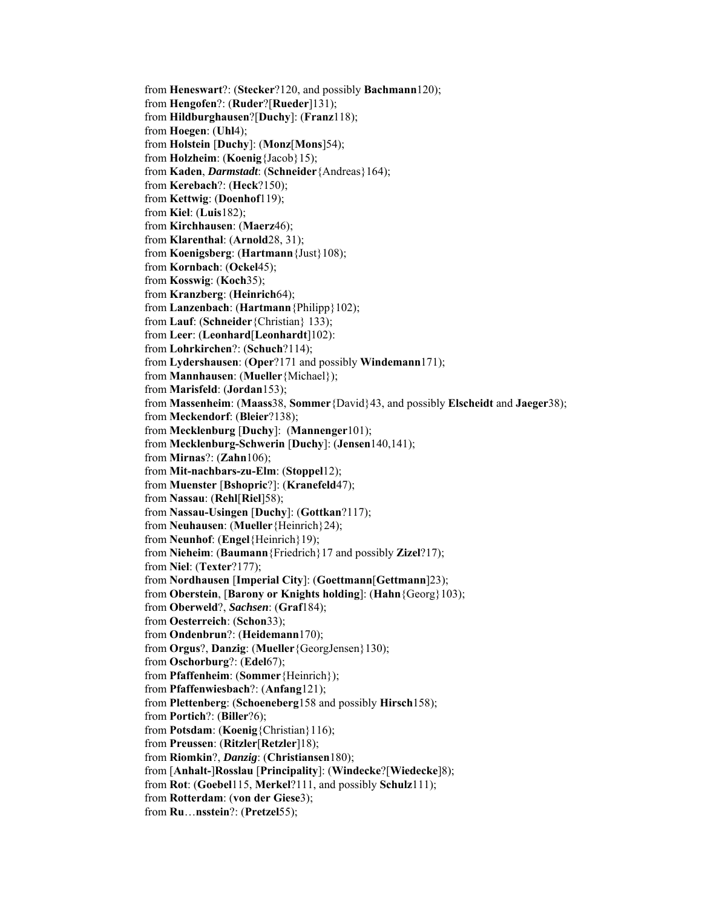from **Heneswart**?: (**Stecker**?120, and possibly **Bachmann**120);
from **Hengofen**?: (**Ruder**?[**Rueder**]131);
from **Hildburghausen**?[**Duchy**]: (**Franz**118);
from **Hoegen**: (**Uhl**4);
from **Holstein** [**Duchy**]: (**Monz**[**Mons**]54);
from **Holzheim**: (**Koenig**{Jacob}15);
from **Kaden**, ***Darmstadt***: (**Schneider**{Andreas}164);
from **Kerebach**?: (**Heck**?150);
from **Kettwig**: (**Doenhof**119);
from **Kiel**: (**Luis**182);
from **Kirchhausen**: (**Maerz**46);
from **Klarenthal**: (**Arnold**28, 31);
from **Koenigsberg**: (**Hartmann**{Just}108);
from **Kornbach**: (**Ockel**45);
from **Kosswig**: (**Koch**35);
from **Kranzberg**: (**Heinrich**64);
from **Lanzenbach**: (**Hartmann**{Philipp}102);
from **Lauf**: (**Schneider**{Christian} 133);
from **Leer**: (**Leonhard**[**Leonhardt**]102):
from **Lohrkirchen**?: (**Schuch**?114);
from **Lydershausen**: (**Oper**?171 and possibly **Windemann**171);
from **Mannhausen**: (**Mueller**{Michael});
from **Marisfeld**: (**Jordan**153);
from **Massenheim**: (**Maass**38, **Sommer**{David}43, and possibly **Elscheidt** and **Jaeger**38);
from **Meckendorf**: (**Bleier**?138);
from **Mecklenburg** [**Duchy**]: (**Mannenger**101);
from **Mecklenburg-Schwerin** [**Duchy**]: (**Jensen**140,141);
from **Mirnas**?: (**Zahn**106);
from **Mit-nachbars-zu-Elm**: (**Stoppel**12);
from **Muenster** [**Bshopric**?]: (**Kranefeld**47);
from **Nassau**: (**Rehl**[**Riel**]58);
from **Nassau-Usingen** [**Duchy**]: (**Gottkan**?117);
from **Neuhausen**: (**Mueller**{Heinrich}24);
from **Neunhof**: (**Engel**{Heinrich}19);
from **Nieheim**: (**Baumann**{Friedrich}17 and possibly **Zizel**?17);
from **Niel**: (**Texter**?177);
from **Nordhausen** [**Imperial City**]: (**Goettmann**[**Gettmann**]23);
from **Oberstein**, [**Barony or Knights holding**]: (**Hahn**{Georg}103);
from **Oberweld**?, ***Sachsen***: (**Graf**184);
from **Oesterreich**: (**Schon**33);
from **Ondenbrun**?: (**Heidemann**170);
from **Orgus**?, **Danzig**: (**Mueller**{GeorgJensen}130);
from **Oschorburg**?: (**Edel**67);
from **Pfaffenheim**: (**Sommer**{Heinrich});
from **Pfaffenwiesbach**?: (**Anfang**121);
from **Plettenberg**: (**Schoeneberg**158 and possibly **Hirsch**158);
from **Portich**?: (**Biller**?6);
from **Potsdam**: (**Koenig**{Christian}116);
from **Preussen**: (**Ritzler**[**Retzler**]18);
from **Riomkin**?, ***Danzig***: (**Christiansen**180);
from [**Anhalt-**]**Rosslau** [**Principality**]: (**Windecke**?[**Wiedecke**]8);
from **Rot**: (**Goebel**115, **Merkel**?111, and possibly **Schulz**111);
from **Rotterdam**: (**von der Giese**3);
from **Ru**…**nsstein**?: (**Pretzel**55);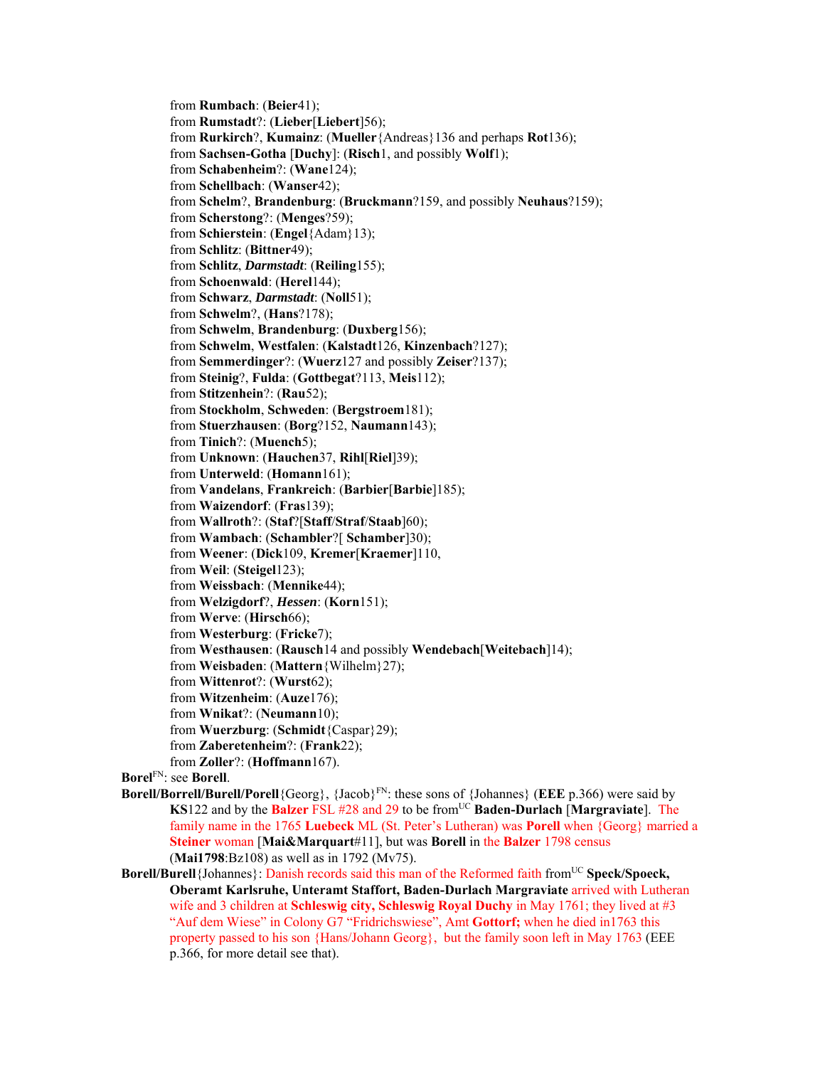from **Rumbach**: (**Beier**41);
from **Rumstadt**?: (**Lieber**[**Liebert**]56);
from **Rurkirch**?, **Kumainz**: (**Mueller**{Andreas}136 and perhaps **Rot**136);
from **Sachsen-Gotha** [**Duchy**]: (**Risch**1, and possibly **Wolf**1);
from **Schabenheim**?: (**Wane**124);
from **Schellbach**: (**Wanser**42);
from **Schelm**?, **Brandenburg**: (**Bruckmann**?159, and possibly **Neuhaus**?159);
from **Scherstong**?: (**Menges**?59);
from **Schierstein**: (**Engel**{Adam}13);
from **Schlitz**: (**Bittner**49);
from **Schlitz**, ***Darmstadt***: (**Reiling**155);
from **Schoenwald**: (**Herel**144);
from **Schwarz**, ***Darmstadt***: (**Noll**51);
from **Schwelm**?, (**Hans**?178);
from **Schwelm**, **Brandenburg**: (**Duxberg**156);
from **Schwelm**, **Westfalen**: (**Kalstadt**126, **Kinzenbach**?127);
from **Semmerdinger**?: (**Wuerz**127 and possibly **Zeiser**?137);
from **Steinig**?, **Fulda**: (**Gottbegat**?113, **Meis**112);
from **Stitzenhein**?: (**Rau**52);
from **Stockholm**, **Schweden**: (**Bergstroem**181);
from **Stuerzhausen**: (**Borg**?152, **Naumann**143);
from **Tinich**?: (**Muench**5);
from **Unknown**: (**Hauchen**37, **Rihl**[**Riel**]39);
from **Unterweld**: (**Homann**161);
from **Vandelans**, **Frankreich**: (**Barbier**[**Barbie**]185);
from **Waizendorf**: (**Fras**139);
from **Wallroth**?: (**Staf**?[**Staff**/**Straf**/**Staab**]60);
from **Wambach**: (**Schambler**?[ **Schamber**]30);
from **Weener**: (**Dick**109, **Kremer**[**Kraemer**]110,
from **Weil**: (**Steigel**123);
from **Weissbach**: (**Mennike**44);
from **Welzigdorf**?, ***Hessen***: (**Korn**151);
from **Werve**: (**Hirsch**66);
from **Westerburg**: (**Fricke**7);
from **Westhausen**: (**Rausch**14 and possibly **Wendebach**[**Weitebach**]14);
from **Weisbaden**: (**Mattern**{Wilhelm}27);
from **Wittenrot**?: (**Wurst**62);
from **Witzenheim**: (**Auze**176);
from **Wnikat**?: (**Neumann**10);
from **Wuerzburg**: (**Schmidt**{Caspar}29);
from **Zaberetenheim**?: (**Frank**22);
from **Zoller**?: (**Hoffmann**167).

**Borel**[FN]: see **Borell**.

**Borell/Borrell/Burell/Porell**{Georg}, {Jacob}[FN]: these sons of {Johannes} (**EEE** p.366) were said by **KS**122 and by the **Balzer** FSL #28 and 29 to be from[UC] **Baden-Durlach** [**Margraviate**]. The family name in the 1765 **Luebeck** ML (St. Peter's Lutheran) was **Porell** when {Georg} married a **Steiner** woman [**Mai&Marquart**#11], but was **Borell** in the **Balzer** 1798 census (**Mai1798**:Bz108) as well as in 1792 (Mv75).

**Borell/Burell**{Johannes}: Danish records said this man of the Reformed faith from[UC] **Speck/Spoeck, Oberamt Karlsruhe, Unteramt Staffort, Baden-Durlach Margraviate** arrived with Lutheran wife and 3 children at **Schleswig city, Schleswig Royal Duchy** in May 1761; they lived at #3 "Auf dem Wiese" in Colony G7 "Fridrichswiese", Amt **Gottorf;** when he died in1763 this property passed to his son {Hans/Johann Georg}, but the family soon left in May 1763 (EEE p.366, for more detail see that).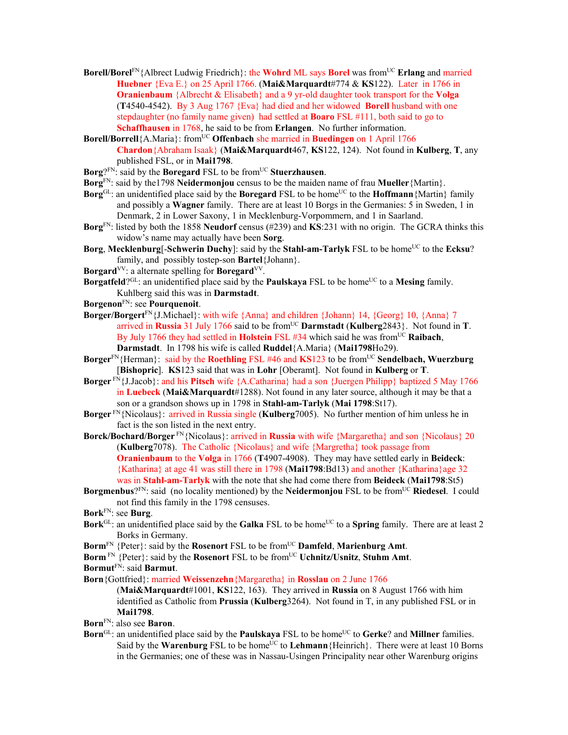**Borell/Borel**[FN]{Albrect Ludwig Friedrich}: the **Wohrd** ML says **Borel** was from[UC] **Erlang** and married **Huebner** {Eva E.} on 25 April 1766. (**Mai&Marquardt**#774 & **KS**122). Later in 1766 in **Oranienbaum** {Albrecht & Elisabeth} and a 9 yr-old daughter took transport for the **Volga** (**T**4540-4542). By 3 Aug 1767 {Eva} had died and her widowed **Borell** husband with one stepdaughter (no family name given) had settled at **Boaro** FSL #111, both said to go to **Schaffhausen** in 1768, he said to be from **Erlangen**. No further information.

**Borell/Borrell**{A.Maria}: from[UC] **Offenbach** she married in **Buedingen** on 1 April 1766 **Chardon**{Abraham Isaak} (**Mai&Marquardt**467, **KS**122, 124). Not found in **Kulberg**, **T**, any published FSL, or in **Mai1798**.

**Borg**?[FN]: said by the **Boregard** FSL to be from[UC] **Stuerzhausen**.

**Borg**[FN]: said by the1798 **Neidermonjou** census to be the maiden name of frau **Mueller**{Martin}.

**Borg**[GL]: an unidentified place said by the **Boregard** FSL to be home[UC] to the **Hoffmann**{Martin} family and possibly a **Wagner** family. There are at least 10 Borgs in the Germanies: 5 in Sweden, 1 in Denmark, 2 in Lower Saxony, 1 in Mecklenburg-Vorpommern, and 1 in Saarland.

**Borg**[FN]: listed by both the 1858 **Neudorf** census (#239) and **KS**:231 with no origin. The GCRA thinks this widow's name may actually have been **Sorg**.

**Borg**, **Mecklenburg**[-**Schwerin Duchy**]: said by the **Stahl-am-Tarlyk** FSL to be home[UC] to the **Ecksu**? family, and possibly tostep-son **Bartel**{Johann}.

**Borgard**[VV]: a alternate spelling for **Boregard**[VV].

**Borgatfeld**?[GL]: an unidentified place said by the **Paulskaya** FSL to be home[UC] to a **Mesing** family. Kuhlberg said this was in **Darmstadt**.

**Borgenon**[FN]: see **Pourquenoit**.

**Borger/Borgert**[FN]{J.Michael}: with wife {Anna} and children {Johann} 14, {Georg} 10, {Anna} 7 arrived in **Russia** 31 July 1766 said to be from[UC] **Darmstadt** (**Kulberg**2843}. Not found in **T**. By July 1766 they had settled in **Holstein** FSL #34 which said he was from[UC] **Raibach**, **Darmstadt**. In 1798 his wife is called **Ruddel**{A.Maria} (**Mai1798**Ho29).

**Borger**[FN]{Herman}: said by the **Roethling** FSL #46 and **KS**123 to be from[UC] **Sendelbach, Wuerzburg** [**Bishopric**]. **KS**123 said that was in **Lohr** [Oberamt]. Not found in **Kulberg** or **T**.

**Borger** [FN]{J.Jacob}: and his **Pitsch** wife {A.Catharina} had a son {Juergen Philipp} baptized 5 May 1766 in **Luebeck** (**Mai&Marquardt**#1288). Not found in any later source, although it may be that a son or a grandson shows up in 1798 in **Stahl-am-Tarlyk** (**Mai 1798**:St17).

**Borger** [FN]{Nicolaus}: arrived in Russia single (**Kulberg**7005). No further mention of him unless he in fact is the son listed in the next entry.

**Borck/Bochard/Borger** [FN]{Nicolaus}: arrived in **Russia** with wife {Margaretha} and son {Nicolaus} 20 (**Kulberg**7078). The Catholic {Nicolaus} and wife {Margretha} took passage from **Oranienbaum** to the **Volga** in 1766 (**T**4907-4908). They may have settled early in **Beideck**: {Katharina} at age 41 was still there in 1798 (**Mai1798**:Bd13) and another {Katharina}age 32 was in **Stahl-am-Tarlyk** with the note that she had come there from **Beideck** (**Mai1798**:St5)

**Borgmenbus**?[FN]: said (no locality mentioned) by the **Neidermonjou** FSL to be from[UC] **Riedesel**. I could not find this family in the 1798 censuses.

**Bork**[FN]: see **Burg**.

**Bork**[GL]: an unidentified place said by the **Galka** FSL to be home[UC] to a **Spring** family. There are at least 2 Borks in Germany.

**Borm**[FN] {Peter}: said by the **Rosenort** FSL to be from[UC] **Damfeld**, **Marienburg Amt**.

**Borm** [FN] {Peter}: said by the **Rosenort** FSL to be from[UC] **Uchnitz/Usnitz**, **Stuhm Amt**.

**Bormut**[FN]: said **Barmut**.

**Born**{Gottfried}: married **Weissenzehn**{Margaretha} in **Rosslau** on 2 June 1766 (**Mai&Marquardt**#1001, **KS**122, 163). They arrived in **Russia** on 8 August 1766 with him identified as Catholic from **Prussia** (**Kulberg**3264). Not found in T, in any published FSL or in **Mai1798**.

**Born**[FN]: also see **Baron**.

**Born**[GL]: an unidentified place said by the **Paulskaya** FSL to be home[UC] to **Gerke**? and **Millner** families. Said by the **Warenburg** FSL to be home[UC] to **Lehmann**{Heinrich}. There were at least 10 Borns in the Germanies; one of these was in Nassau-Usingen Principality near other Warenburg origins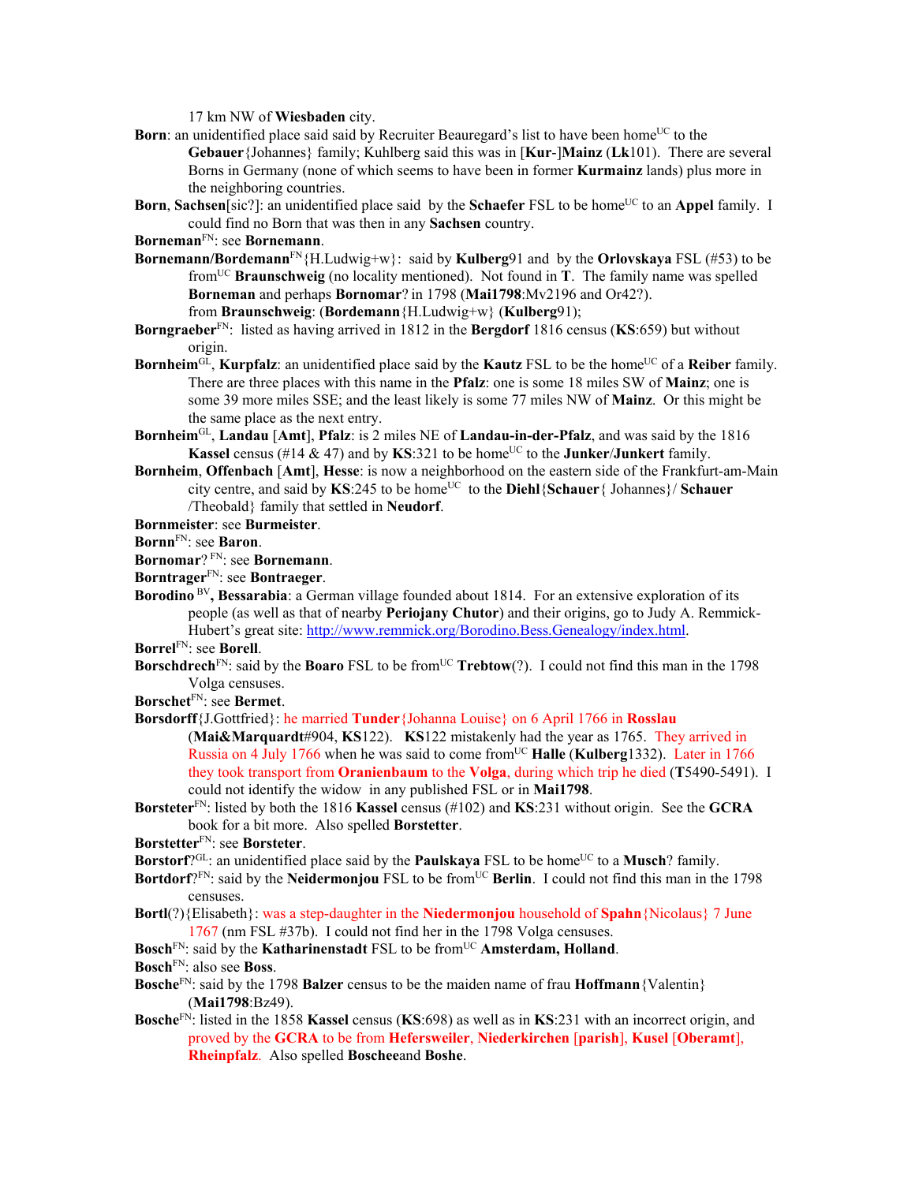17 km NW of **Wiesbaden** city.

**Born**: an unidentified place said said by Recruiter Beauregard's list to have been home[UC] to the **Gebauer**{Johannes} family; Kuhlberg said this was in [**Kur**-]**Mainz** (**Lk**101). There are several Borns in Germany (none of which seems to have been in former **Kurmainz** lands) plus more in the neighboring countries.

**Born**, **Sachsen**[sic?]: an unidentified place said by the **Schaefer** FSL to be home[UC] to an **Appel** family. I could find no Born that was then in any **Sachsen** country.

**Borneman**[FN]: see **Bornemann**.

**Bornemann/Bordemann**[FN]{H.Ludwig+w}: said by **Kulberg**91 and by the **Orlovskaya** FSL (#53) to be from[UC] **Braunschweig** (no locality mentioned). Not found in **T**. The family name was spelled **Borneman** and perhaps **Bornomar**? in 1798 (**Mai1798**:Mv2196 and Or42?).
from **Braunschweig**: (**Bordemann**{H.Ludwig+w} (**Kulberg**91);

**Borngraeber**[FN]: listed as having arrived in 1812 in the **Bergdorf** 1816 census (**KS**:659) but without origin.

**Bornheim**[GL], **Kurpfalz**: an unidentified place said by the **Kautz** FSL to be the home[UC] of a **Reiber** family. There are three places with this name in the **Pfalz**: one is some 18 miles SW of **Mainz**; one is some 39 more miles SSE; and the least likely is some 77 miles NW of **Mainz**. Or this might be the same place as the next entry.

**Bornheim**[GL], **Landau** [**Amt**], **Pfalz**: is 2 miles NE of **Landau-in-der-Pfalz**, and was said by the 1816 **Kassel** census (#14 & 47) and by **KS**:321 to be home[UC] to the **Junker**/**Junkert** family.

**Bornheim**, **Offenbach** [**Amt**], **Hesse**: is now a neighborhood on the eastern side of the Frankfurt-am-Main city centre, and said by **KS**:245 to be home[UC] to the **Diehl**{**Schauer**{ Johannes}/ **Schauer** /Theobald} family that settled in **Neudorf**.

**Bornmeister**: see **Burmeister**.

**Bornn**[FN]: see **Baron**.

**Bornomar**? [FN]: see **Bornemann**.

**Borntrager**[FN]: see **Bontraeger**.

**Borodino** [BV]**, Bessarabia**: a German village founded about 1814. For an extensive exploration of its people (as well as that of nearby **Periojany Chutor**) and their origins, go to Judy A. Remmick-Hubert's great site: http://www.remmick.org/Borodino.Bess.Genealogy/index.html.

**Borrel**[FN]: see **Borell**.

**Borschdrech**[FN]: said by the **Boaro** FSL to be from[UC] **Trebtow**(?). I could not find this man in the 1798 Volga censuses.

**Borschet**[FN]: see **Bermet**.

**Borsdorff**{J.Gottfried}: he married **Tunder**{Johanna Louise} on 6 April 1766 in **Rosslau** (**Mai&Marquardt**#904, **KS**122). **KS**122 mistakenly had the year as 1765. They arrived in Russia on 4 July 1766 when he was said to come from[UC] **Halle** (**Kulberg**1332). Later in 1766 they took transport from **Oranienbaum** to the **Volga**, during which trip he died (**T**5490-5491). I could not identify the widow in any published FSL or in **Mai1798**.

**Borsteter**[FN]: listed by both the 1816 **Kassel** census (#102) and **KS**:231 without origin. See the **GCRA** book for a bit more. Also spelled **Borstetter**.

**Borstetter**[FN]: see **Borsteter**.

**Borstorf**?[GL]: an unidentified place said by the **Paulskaya** FSL to be home[UC] to a **Musch**? family.

**Bortdorf**?[FN]: said by the **Neidermonjou** FSL to be from[UC] **Berlin**. I could not find this man in the 1798 censuses.

**Bortl**(?){Elisabeth}: was a step-daughter in the **Niedermonjou** household of **Spahn**{Nicolaus} 7 June 1767 (nm FSL #37b). I could not find her in the 1798 Volga censuses.

**Bosch**[FN]: said by the **Katharinenstadt** FSL to be from[UC] **Amsterdam, Holland**.

**Bosch**[FN]: also see **Boss**.

**Bosche**[FN]: said by the 1798 **Balzer** census to be the maiden name of frau **Hoffmann**{Valentin} (**Mai1798**:Bz49).

**Bosche**[FN]: listed in the 1858 **Kassel** census (**KS**:698) as well as in **KS**:231 with an incorrect origin, and proved by the **GCRA** to be from **Hefersweiler**, **Niederkirchen** [**parish**], **Kusel** [**Oberamt**], **Rheinpfalz**. Also spelled **Boschee**and **Boshe**.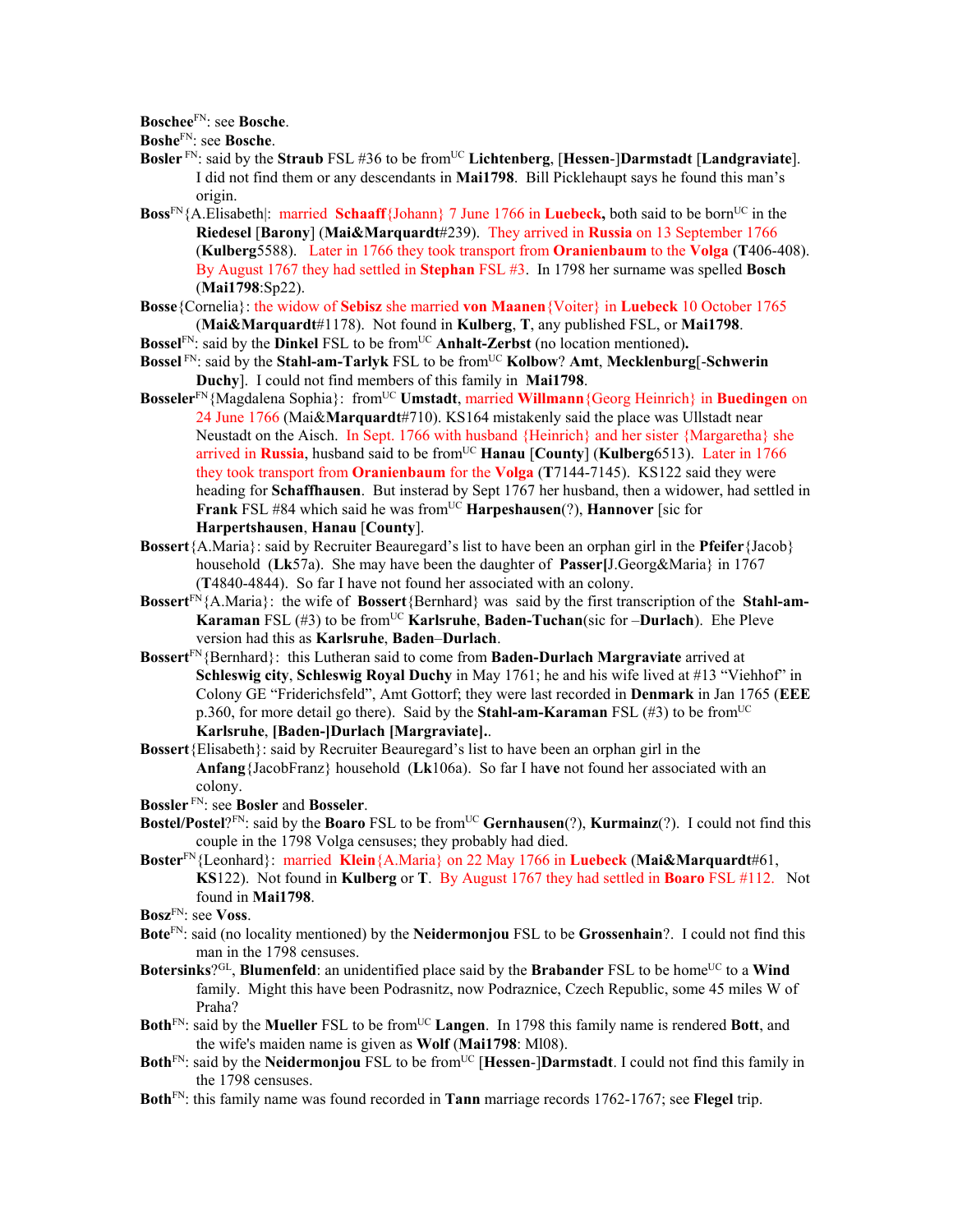**Boschee**[FN]: see **Bosche**.

**Boshe**[FN]: see **Bosche**.

**Bosler** [FN]: said by the **Straub** FSL #36 to be from[UC] **Lichtenberg**, [**Hessen**-]**Darmstadt** [**Landgraviate**]. I did not find them or any descendants in **Mai1798**. Bill Picklehaupt says he found this man's origin.

**Boss**[FN]{A.Elisabeth|: married **Schaaff**{Johann} 7 June 1766 in **Luebeck,** both said to be born[UC] in the **Riedesel** [**Barony**] (**Mai&Marquardt**#239). They arrived in **Russia** on 13 September 1766 (**Kulberg**5588). Later in 1766 they took transport from **Oranienbaum** to the **Volga** (**T**406-408). By August 1767 they had settled in **Stephan** FSL #3. In 1798 her surname was spelled **Bosch** (**Mai1798**:Sp22).

**Bosse**{Cornelia}: the widow of **Sebisz** she married **von Maanen**{Voiter} in **Luebeck** 10 October 1765 (**Mai&Marquardt**#1178). Not found in **Kulberg**, **T**, any published FSL, or **Mai1798**.

**Bossel**[FN]: said by the **Dinkel** FSL to be from[UC] **Anhalt-Zerbst** (no location mentioned)**.**

**Bossel** [FN]: said by the **Stahl-am-Tarlyk** FSL to be from[UC] **Kolbow**? **Amt**, **Mecklenburg**[-**Schwerin Duchy**]. I could not find members of this family in **Mai1798**.

**Bosseler**[FN]{Magdalena Sophia}: from[UC] **Umstadt**, married **Willmann**{Georg Heinrich} in **Buedingen** on 24 June 1766 (Mai&**Marquardt**#710). KS164 mistakenly said the place was Ullstadt near Neustadt on the Aisch. In Sept. 1766 with husband {Heinrich} and her sister {Margaretha} she arrived in **Russia**, husband said to be from[UC] **Hanau** [**County**] (**Kulberg**6513). Later in 1766 they took transport from **Oranienbaum** for the **Volga** (**T**7144-7145). KS122 said they were heading for **Schaffhausen**. But instead by Sept 1767 her husband, then a widower, had settled in **Frank** FSL #84 which said he was from[UC] **Harpeshausen**(?), **Hannover** [sic for **Harpertshausen**, **Hanau** [**County**].

**Bossert**{A.Maria}: said by Recruiter Beauregard's list to have been an orphan girl in the **Pfeifer**{Jacob} household (**Lk**57a). She may have been the daughter of **Passer[**J.Georg&Maria} in 1767 (**T**4840-4844). So far I have not found her associated with an colony.

**Bossert**[FN]{A.Maria}: the wife of **Bossert**{Bernhard} was said by the first transcription of the **Stahl-am-Karaman** FSL (#3) to be from[UC] **Karlsruhe**, **Baden-Tuchan**(sic for –**Durlach**). Ehe Pleve version had this as **Karlsruhe**, **Baden**–**Durlach**.

**Bossert**[FN]{Bernhard}: this Lutheran said to come from **Baden-Durlach Margraviate** arrived at **Schleswig city**, **Schleswig Royal Duchy** in May 1761; he and his wife lived at #13 "Viehhof" in Colony GE "Friderichsfeld", Amt Gottorf; they were last recorded in **Denmark** in Jan 1765 (**EEE** p.360, for more detail go there). Said by the **Stahl-am-Karaman** FSL (#3) to be from[UC] **Karlsruhe**, **[Baden-]Durlach [Margraviate].**.

**Bossert**{Elisabeth}: said by Recruiter Beauregard's list to have been an orphan girl in the **Anfang**{JacobFranz} household (**Lk**106a). So far I ha**v**e not found her associated with an colony.

**Bossler** [FN]: see **Bosler** and **Bosseler**.

**Bostel/Postel**?[FN]: said by the **Boaro** FSL to be from[UC] **Gernhausen**(?), **Kurmainz**(?). I could not find this couple in the 1798 Volga censuses; they probably had died.

**Boster**[FN]{Leonhard}: married **Klein**{A.Maria} on 22 May 1766 in **Luebeck** (**Mai&Marquardt**#61, **KS**122). Not found in **Kulberg** or **T**. By August 1767 they had settled in **Boaro** FSL #112. Not found in **Mai1798**.

**Bosz**[FN]: see **Voss**.

**Bote**[FN]: said (no locality mentioned) by the **Neidermonjou** FSL to be **Grossenhain**?. I could not find this man in the 1798 censuses.

**Botersinks**?[GL], **Blumenfeld**: an unidentified place said by the **Brabander** FSL to be home[UC] to a **Wind** family. Might this have been Podrasnitz, now Podraznice, Czech Republic, some 45 miles W of Praha?

**Both**[FN]: said by the **Mueller** FSL to be from[UC] **Langen**. In 1798 this family name is rendered **Bott**, and the wife's maiden name is given as **Wolf** (**Mai1798**: Ml08).

**Both**[FN]: said by the **Neidermonjou** FSL to be from[UC] [**Hessen**-]**Darmstadt**. I could not find this family in the 1798 censuses.

**Both**[FN]: this family name was found recorded in **Tann** marriage records 1762-1767; see **Flegel** trip.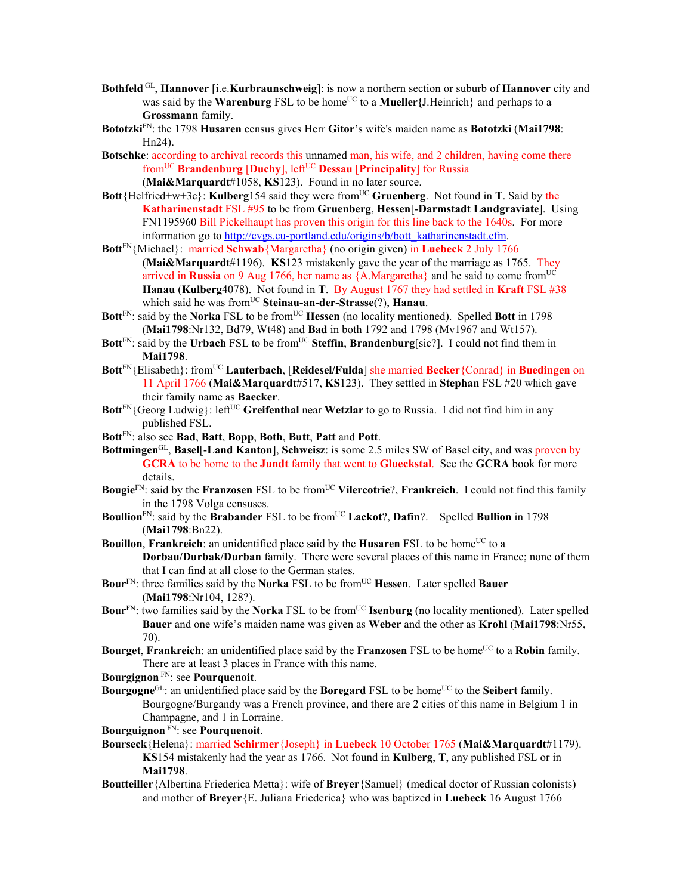**Bothfeld** [GL], **Hannover** [i.e.**Kurbraunschweig**]: is now a northern section or suburb of **Hannover** city and was said by the **Warenburg** FSL to be home[UC] to a **Mueller{**J.Heinrich} and perhaps to a **Grossmann** family.

**Bototzki**[FN]: the 1798 **Husaren** census gives Herr **Gitor**'s wife's maiden name as **Bototzki** (**Mai1798**: Hn24).

**Botschke**: according to archival records this unnamed man, his wife, and 2 children, having come there from[UC] **Brandenburg** [**Duchy**], left[UC] **Dessau** [**Principality**] for Russia (**Mai&Marquardt**#1058, **KS**123). Found in no later source.

**Bott**{Helfried+w+3c}: **Kulberg**154 said they were from[UC] **Gruenberg**. Not found in **T**. Said by the **Katharinenstadt** FSL #95 to be from **Gruenberg**, **Hessen**[-**Darmstadt Landgraviate**]. Using FN1195960 Bill Pickelhaupt has proven this origin for this line back to the 1640s. For more information go to http://cvgs.cu-portland.edu/origins/b/bott_katharinenstadt.cfm.

**Bott**[FN]{Michael}: married **Schwab**{Margaretha} (no origin given) in **Luebeck** 2 July 1766 (**Mai&Marquardt**#1196). **KS**123 mistakenly gave the year of the marriage as 1765. They arrived in **Russia** on 9 Aug 1766, her name as {A.Margaretha} and he said to come from[UC] **Hanau** (**Kulberg**4078). Not found in **T**. By August 1767 they had settled in **Kraft** FSL #38 which said he was from[UC] **Steinau-an-der-Strasse**(?), **Hanau**.

**Bott**[FN]: said by the **Norka** FSL to be from[UC] **Hessen** (no locality mentioned). Spelled **Bott** in 1798 (**Mai1798**:Nr132, Bd79, Wt48) and **Bad** in both 1792 and 1798 (Mv1967 and Wt157).

**Bott**[FN]: said by the **Urbach** FSL to be from[UC] **Steffin**, **Brandenburg**[sic?]. I could not find them in **Mai1798**.

**Bott**[FN]{Elisabeth}: from[UC] **Lauterbach**, [**Reidesel/Fulda**] she married **Becker**{Conrad} in **Buedingen** on 11 April 1766 (**Mai&Marquardt**#517, **KS**123). They settled in **Stephan** FSL #20 which gave their family name as **Baecker**.

**Bott**[FN]{Georg Ludwig}: left[UC] **Greifenthal** near **Wetzlar** to go to Russia. I did not find him in any published FSL.

**Bott**[FN]: also see **Bad**, **Batt**, **Bopp**, **Both**, **Butt**, **Patt** and **Pott**.

**Bottmingen**[GL], **Basel**[-**Land Kanton**], **Schweisz**: is some 2.5 miles SW of Basel city, and was proven by **GCRA** to be home to the **Jundt** family that went to **Glueckstal**. See the **GCRA** book for more details.

**Bougie**[FN]: said by the **Franzosen** FSL to be from[UC] **Vilercotrie**?, **Frankreich**. I could not find this family in the 1798 Volga censuses.

**Boullion**[FN]: said by the **Brabander** FSL to be from[UC] **Lackot**?, **Dafin**?. Spelled **Bullion** in 1798 (**Mai1798**:Bn22).

**Bouillon**, **Frankreich**: an unidentified place said by the **Husaren** FSL to be home[UC] to a **Dorbau/Durbak/Durban** family. There were several places of this name in France; none of them that I can find at all close to the German states.

**Bour**[FN]: three families said by the **Norka** FSL to be from[UC] **Hessen**. Later spelled **Bauer** (**Mai1798**:Nr104, 128?).

**Bour**[FN]: two families said by the **Norka** FSL to be from[UC] **Isenburg** (no locality mentioned). Later spelled **Bauer** and one wife's maiden name was given as **Weber** and the other as **Krohl** (**Mai1798**:Nr55, 70).

**Bourget**, **Frankreich**: an unidentified place said by the **Franzosen** FSL to be home[UC] to a **Robin** family. There are at least 3 places in France with this name.

**Bourgignon** [FN]: see **Pourquenoit**.

**Bourgogne**[GL]: an unidentified place said by the **Boregard** FSL to be home[UC] to the **Seibert** family. Bourgogne/Burgandy was a French province, and there are 2 cities of this name in Belgium 1 in Champagne, and 1 in Lorraine.

**Bourguignon** [FN]: see **Pourquenoit**.

**Bourseck**{Helena}: married **Schirmer**{Joseph} in **Luebeck** 10 October 1765 (**Mai&Marquardt**#1179). **KS**154 mistakenly had the year as 1766. Not found in **Kulberg**, **T**, any published FSL or in **Mai1798**.

**Boutteiller**{Albertina Friederica Metta}: wife of **Breyer**{Samuel} (medical doctor of Russian colonists) and mother of **Breyer**{E. Juliana Friederica} who was baptized in **Luebeck** 16 August 1766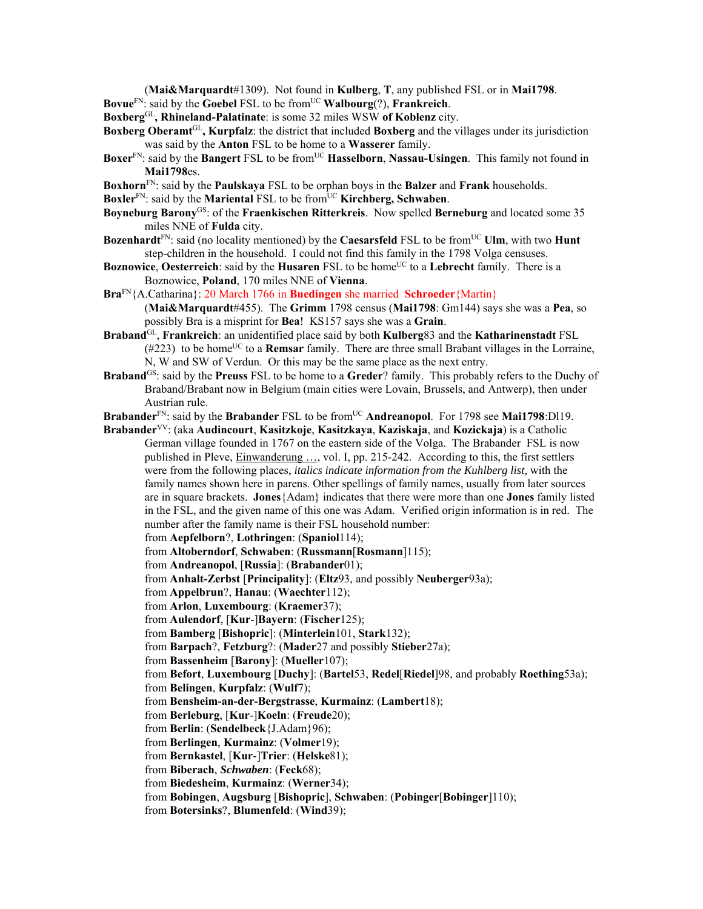(**Mai&Marquardt**#1309). Not found in **Kulberg**, **T**, any published FSL or in **Mai1798**.

**Bovue**[FN]: said by the **Goebel** FSL to be from[UC] **Walbourg**(?), **Frankreich**.

**Boxberg**[GL]**, Rhineland-Palatinate**: is some 32 miles WSW **of Koblenz** city.

**Boxberg Oberamt**[GL]**, Kurpfalz**: the district that included **Boxberg** and the villages under its jurisdiction was said by the **Anton** FSL to be home to a **Wasserer** family.

**Boxer**[FN]: said by the **Bangert** FSL to be from[UC] **Hasselborn**, **Nassau-Usingen**. This family not found in **Mai1798**es.

**Boxhorn**[FN]: said by the **Paulskaya** FSL to be orphan boys in the **Balzer** and **Frank** households.

**Boxler**[FN]: said by the **Mariental** FSL to be from[UC] **Kirchberg, Schwaben**.

**Boyneburg Barony**[GS]: of the **Fraenkischen Ritterkreis**. Now spelled **Berneburg** and located some 35 miles NNE of **Fulda** city.

**Bozenhardt**[FN]: said (no locality mentioned) by the **Caesarsfeld** FSL to be from[UC] **Ulm**, with two **Hunt** step-children in the household. I could not find this family in the 1798 Volga censuses.

**Boznowice**, **Oesterreich**: said by the **Husaren** FSL to be home[UC] to a **Lebrecht** family. There is a Boznowice, **Poland**, 170 miles NNE of **Vienna**.

**Bra**[FN]{A.Catharina}: 20 March 1766 in **Buedingen** she married **Schroeder**{Martin} (**Mai&Marquardt**#455). The **Grimm** 1798 census (**Mai1798**: Gm144) says she was a **Pea**, so possibly Bra is a misprint for **Bea**! KS157 says she was a **Grain**.

**Braband**[GL], **Frankreich**: an unidentified place said by both **Kulberg**83 and the **Katharinenstadt** FSL (#223) to be home[UC] to a **Remsar** family. There are three small Brabant villages in the Lorraine, N, W and SW of Verdun. Or this may be the same place as the next entry.

**Braband**[GS]: said by the **Preuss** FSL to be home to a **Greder**? family. This probably refers to the Duchy of Braband/Brabant now in Belgium (main cities were Lovain, Brussels, and Antwerp), then under Austrian rule.

**Brabander**[FN]: said by the **Brabander** FSL to be from[UC] **Andreanopol**. For 1798 see **Mai1798**:Dl19.

**Brabander**[VV]: (aka **Audincourt**, **Kasitzkoje**, **Kasitzkaya**, **Kaziskaja**, and **Kozickaja**) is a Catholic German village founded in 1767 on the eastern side of the Volga. The Brabander FSL is now published in Pleve, Einwanderung …, vol. I, pp. 215-242. According to this, the first settlers were from the following places, *italics indicate information from the Kuhlberg list,* with the family names shown here in parens. Other spellings of family names, usually from later sources are in square brackets. **Jones**{Adam} indicates that there were more than one **Jones** family listed in the FSL, and the given name of this one was Adam. Verified origin information is in red. The number after the family name is their FSL household number:

from **Aepfelborn**?, **Lothringen**: (**Spaniol**114);
from **Altoberndorf**, **Schwaben**: (**Russmann**[**Rosmann**]115);
from **Andreanopol**, [**Russia**]: (**Brabander**01);
from **Anhalt-Zerbst** [**Principality**]: (**Eltz**93, and possibly **Neuberger**93a);
from **Appelbrun**?, **Hanau**: (**Waechter**112);
from **Arlon**, **Luxembourg**: (**Kraemer**37);
from **Aulendorf**, [**Kur**-]**Bayern**: (**Fischer**125);
from **Bamberg** [**Bishopric**]: (**Minterlein**101, **Stark**132);
from **Barpach**?, **Fetzburg**?: (**Mader**27 and possibly **Stieber**27a);
from **Bassenheim** [**Barony**]: (**Mueller**107);
from **Befort**, **Luxembourg** [**Duchy**]: (**Bartel**53, **Redel**[**Riedel**]98, and probably **Roething**53a);
from **Belingen**, **Kurpfalz**: (**Wulf**7);
from **Bensheim-an-der-Bergstrasse**, **Kurmainz**: (**Lambert**18);
from **Berleburg**, [**Kur**-]**Koeln**: (**Freude**20);
from **Berlin**: (**Sendelbeck**{J.Adam}96);
from **Berlingen**, **Kurmainz**: (**Volmer**19);
from **Bernkastel**, [**Kur**-]**Trier**: (**Helske**81);
from **Biberach**, ***Schwaben***: (**Feck**68);
from **Biedesheim**, **Kurmainz**: (**Werner**34);
from **Bobingen**, **Augsburg** [**Bishopric**], **Schwaben**: (**Pobinger**[**Bobinger**]110);
from **Botersinks**?, **Blumenfeld**: (**Wind**39);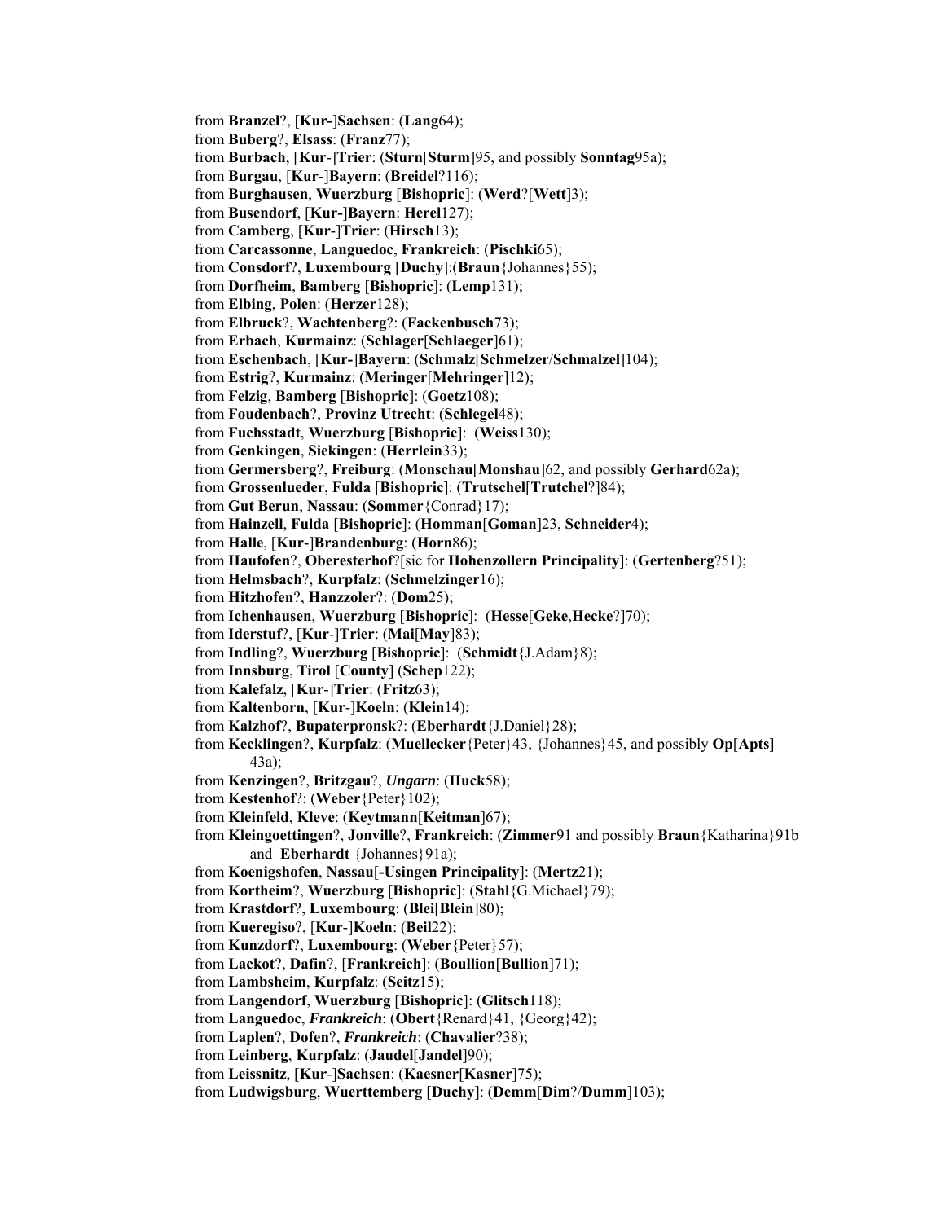from **Branzel**?, [**Kur-**]**Sachsen**: (**Lang**64);
from **Buberg**?, **Elsass**: (**Franz**77);
from **Burbach**, [**Kur**-]**Trier**: (**Sturn**[**Sturm**]95, and possibly **Sonntag**95a);
from **Burgau**, [**Kur**-]**Bayern**: (**Breidel**?116);
from **Burghausen**, **Wuerzburg** [**Bishopric**]: (**Werd**?[**Wett**]3);
from **Busendorf**, [**Kur-**]**Bayern**: **Herel**127);
from **Camberg**, [**Kur**-]**Trier**: (**Hirsch**13);
from **Carcassonne**, **Languedoc**, **Frankreich**: (**Pischki**65);
from **Consdorf**?, **Luxembourg** [**Duchy**]:(**Braun**{Johannes}55);
from **Dorfheim**, **Bamberg** [**Bishopric**]: (**Lemp**131);
from **Elbing**, **Polen**: (**Herzer**128);
from **Elbruck**?, **Wachtenberg**?: (**Fackenbusch**73);
from **Erbach**, **Kurmainz**: (**Schlager**[**Schlaeger**]61);
from **Eschenbach**, [**Kur-**]**Bayern**: (**Schmalz**[**Schmelzer**/**Schmalzel**]104);
from **Estrig**?, **Kurmainz**: (**Meringer**[**Mehringer**]12);
from **Felzig**, **Bamberg** [**Bishopric**]: (**Goetz**108);
from **Foudenbach**?, **Provinz Utrecht**: (**Schlegel**48);
from **Fuchsstadt**, **Wuerzburg** [**Bishopric**]: (**Weiss**130);
from **Genkingen**, **Siekingen**: (**Herrlein**33);
from **Germersberg**?, **Freiburg**: (**Monschau**[**Monshau**]62, and possibly **Gerhard**62a);
from **Grossenlueder**, **Fulda** [**Bishopric**]: (**Trutschel**[**Trutchel**?]84);
from **Gut Berun**, **Nassau**: (**Sommer**{Conrad}17);
from **Hainzell**, **Fulda** [**Bishopric**]: (**Homman**[**Goman**]23, **Schneider**4);
from **Halle**, [**Kur**-]**Brandenburg**: (**Horn**86);
from **Haufofen**?, **Oberesterhof**?[sic for **Hohenzollern Principality**]: (**Gertenberg**?51);
from **Helmsbach**?, **Kurpfalz**: (**Schmelzinger**16);
from **Hitzhofen**?, **Hanzzoler**?: (**Dom**25);
from **Ichenhausen**, **Wuerzburg** [**Bishopric**]: (**Hesse**[**Geke**,**Hecke**?]70);
from **Iderstuf**?, [**Kur**-]**Trier**: (**Mai**[**May**]83);
from **Indling**?, **Wuerzburg** [**Bishopric**]: (**Schmidt**{J.Adam}8);
from **Innsburg**, **Tirol** [**County**] (**Schep**122);
from **Kalefalz**, [**Kur**-]**Trier**: (**Fritz**63);
from **Kaltenborn**, [**Kur**-]**Koeln**: (**Klein**14);
from **Kalzhof**?, **Bupaterpronsk**?: (**Eberhardt**{J.Daniel}28);
from **Kecklingen**?, **Kurpfalz**: (**Muellecker**{Peter}43, {Johannes}45, and possibly **Op**[**Apts**] 43a);
from **Kenzingen**?, **Britzgau**?, ***Ungarn***: (**Huck**58);
from **Kestenhof**?: (**Weber**{Peter}102);
from **Kleinfeld**, **Kleve**: (**Keytmann**[**Keitman**]67);
from **Kleingoettingen**?, **Jonville**?, **Frankreich**: (**Zimmer**91 and possibly **Braun**{Katharina}91b and **Eberhardt** {Johannes}91a);
from **Koenigshofen**, **Nassau**[**-Usingen Principality**]: (**Mertz**21);
from **Kortheim**?, **Wuerzburg** [**Bishopric**]: (**Stahl**{G.Michael}79);
from **Krastdorf**?, **Luxembourg**: (**Blei**[**Blein**]80);
from **Kueregiso**?, [**Kur**-]**Koeln**: (**Beil**22);
from **Kunzdorf**?, **Luxembourg**: (**Weber**{Peter}57);
from **Lackot**?, **Dafin**?, [**Frankreich**]: (**Boullion**[**Bullion**]71);
from **Lambsheim**, **Kurpfalz**: (**Seitz**15);
from **Langendorf**, **Wuerzburg** [**Bishopric**]: (**Glitsch**118);
from **Languedoc**, ***Frankreich***: (**Obert**{Renard}41, {Georg}42);
from **Laplen**?, **Dofen**?, ***Frankreich***: (**Chavalier**?38);
from **Leinberg**, **Kurpfalz**: (**Jaudel**[**Jandel**]90);
from **Leissnitz**, [**Kur**-]**Sachsen**: (**Kaesner**[**Kasner**]75);
from **Ludwigsburg**, **Wuerttemberg** [**Duchy**]: (**Demm**[**Dim**?/**Dumm**]103);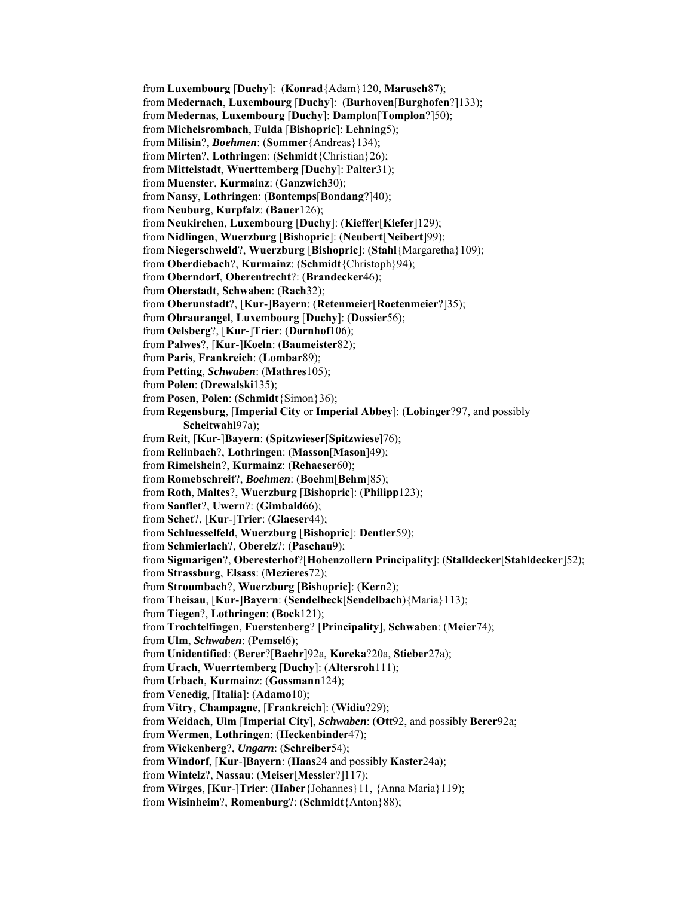from **Luxembourg** [**Duchy**]: (**Konrad**{Adam}120, **Marusch**87);
from **Medernach**, **Luxembourg** [**Duchy**]: (**Burhoven**[**Burghofen**?]133);
from **Medernas**, **Luxembourg** [**Duchy**]: **Damplon**[**Tomplon**?]50);
from **Michelsrombach**, **Fulda** [**Bishopric**]: **Lehning**5);
from **Milisin**?, ***Boehmen***: (**Sommer**{Andreas}134);
from **Mirten**?, **Lothringen**: (**Schmidt**{Christian}26);
from **Mittelstadt**, **Wuerttemberg** [**Duchy**]: **Palter**31);
from **Muenster**, **Kurmainz**: (**Ganzwich**30);
from **Nansy**, **Lothringen**: (**Bontemps**[**Bondang**?]40);
from **Neuburg**, **Kurpfalz**: (**Bauer**126);
from **Neukirchen**, **Luxembourg** [**Duchy**]: (**Kieffer**[**Kiefer**]129);
from **Nidlingen**, **Wuerzburg** [**Bishopric**]: (**Neubert**[**Neibert**]99);
from **Niegerschweld**?, **Wuerzburg** [**Bishopric**]: (**Stahl**{Margaretha}109);
from **Oberdiebach**?, **Kurmainz**: (**Schmidt**{Christoph}94);
from **Oberndorf**, **Oberentrecht**?: (**Brandecker**46);
from **Oberstadt**, **Schwaben**: (**Rach**32);
from **Oberunstadt**?, [**Kur**-]**Bayern**: (**Retenmeier**[**Roetenmeier**?]35);
from **Obraurangel**, **Luxembourg** [**Duchy**]: (**Dossier**56);
from **Oelsberg**?, [**Kur**-]**Trier**: (**Dornhof**106);
from **Palwes**?, [**Kur**-]**Koeln**: (**Baumeister**82);
from **Paris**, **Frankreich**: (**Lombar**89);
from **Petting**, ***Schwaben***: (**Mathres**105);
from **Polen**: (**Drewalski**135);
from **Posen**, **Polen**: (**Schmidt**{Simon}36);
from **Regensburg**, [**Imperial City** or **Imperial Abbey**]: (**Lobinger**?97, and possibly **Scheitwahl**97a);
from **Reit**, [**Kur**-]**Bayern**: (**Spitzwieser**[**Spitzwiese**]76);
from **Relinbach**?, **Lothringen**: (**Masson**[**Mason**]49);
from **Rimelshein**?, **Kurmainz**: (**Rehaeser**60);
from **Romebschreit**?, ***Boehmen***: (**Boehm**[**Behm**]85);
from **Roth**, **Maltes**?, **Wuerzburg** [**Bishopric**]: (**Philipp**123);
from **Sanflet**?, **Uwern**?: (**Gimbald**66);
from **Schet**?, [**Kur**-]**Trier**: (**Glaeser**44);
from **Schluesselfeld**, **Wuerzburg** [**Bishopric**]: **Dentler**59);
from **Schmierlach**?, **Oberelz**?: (**Paschau**9);
from **Sigmarigen**?, **Oberesterhof**?[**Hohenzollern Principality**]: (**Stalldecker**[**Stahldecker**]52);
from **Strassburg**, **Elsass**: (**Mezieres**72);
from **Stroumbach**?, **Wuerzburg** [**Bishopric**]: (**Kern**2);
from **Theisau**, [**Kur**-]**Bayern**: (**Sendelbeck**[**Sendelbach**){Maria}113);
from **Tiegen**?, **Lothringen**: (**Bock**121);
from **Trochtelfingen**, **Fuerstenberg**? [**Principality**], **Schwaben**: (**Meier**74);
from **Ulm**, ***Schwaben***: (**Pemsel**6);
from **Unidentified**: (**Berer**?[**Baehr**]92a, **Koreka**?20a, **Stieber**27a);
from **Urach**, **Wuerrtemberg** [**Duchy**]: (**Altersroh**111);
from **Urbach**, **Kurmainz**: (**Gossmann**124);
from **Venedig**, [**Italia**]: (**Adamo**10);
from **Vitry**, **Champagne**, [**Frankreich**]: (**Widiu**?29);
from **Weidach**, **Ulm** [**Imperial City**], ***Schwaben***: (**Ott**92, and possibly **Berer**92a;
from **Wermen**, **Lothringen**: (**Heckenbinder**47);
from **Wickenberg**?, ***Ungarn***: (**Schreiber**54);
from **Windorf**, [**Kur**-]**Bayern**: (**Haas**24 and possibly **Kaster**24a);
from **Wintelz**?, **Nassau**: (**Meiser**[**Messler**?]117);
from **Wirges**, [**Kur**-]**Trier**: (**Haber**{Johannes}11, {Anna Maria}119);
from **Wisinheim**?, **Romenburg**?: (**Schmidt**{Anton}88);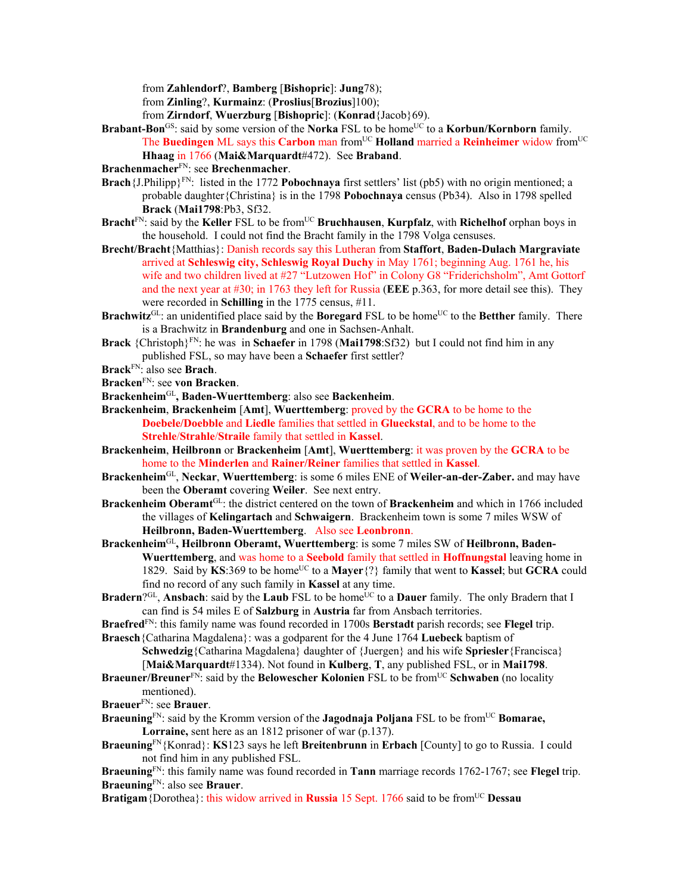from **Zahlendorf**?, **Bamberg** [**Bishopric**]: **Jung**78);
from **Zinling**?, **Kurmainz**: (**Proslius**[**Brozius**]100);
from **Zirndorf**, **Wuerzburg** [**Bishopric**]: (**Konrad**{Jacob}69).

**Brabant-Bon**GS: said by some version of the **Norka** FSL to be homeUC to a **Korbun/Kornborn** family. The **Buedingen** ML says this **Carbon** man fromUC **Holland** married a **Reinheimer** widow fromUC **Hhaag** in 1766 (**Mai&Marquardt**#472). See **Braband**.

**Brachenmacher**FN: see **Brechenmacher**.

**Brach**{J.Philipp}FN: listed in the 1772 **Pobochnaya** first settlers' list (pb5) with no origin mentioned; a probable daughter{Christina} is in the 1798 **Pobochnaya** census (Pb34). Also in 1798 spelled **Brack** (**Mai1798**:Pb3, Sf32.

**Bracht**FN: said by the **Keller** FSL to be fromUC **Bruchhausen**, **Kurpfalz**, with **Richelhof** orphan boys in the household. I could not find the Bracht family in the 1798 Volga censuses.

**Brecht/Bracht**{Matthias}: Danish records say this Lutheran from **Staffort**, **Baden-Dulach Margraviate** arrived at **Schleswig city, Schleswig Royal Duchy** in May 1761; beginning Aug. 1761 he, his wife and two children lived at #27 "Lutzowen Hof" in Colony G8 "Friderichsholm", Amt Gottorf and the next year at #30; in 1763 they left for Russia (**EEE** p.363, for more detail see this). They were recorded in **Schilling** in the 1775 census, #11.

**Brachwitz**GL: an unidentified place said by the **Boregard** FSL to be homeUC to the **Betther** family. There is a Brachwitz in **Brandenburg** and one in Sachsen-Anhalt.

**Brack** {Christoph}FN: he was in **Schaefer** in 1798 (**Mai1798**:Sf32) but I could not find him in any published FSL, so may have been a **Schaefer** first settler?

**Brack**FN: also see **Brach**.

**Bracken**FN: see **von Bracken**.

**Brackenheim**GL**, Baden-Wuerttemberg**: also see **Backenheim**.

**Brackenheim**, **Brackenheim** [**Amt**], **Wuerttemberg**: proved by the **GCRA** to be home to the **Doebele/Doebble** and **Liedle** families that settled in **Glueckstal**, and to be home to the **Strehle**/**Strahle**/**Straile** family that settled in **Kassel**.

**Brackenheim**, **Heilbronn** or **Brackenheim** [**Amt**], **Wuerttemberg**: it was proven by the **GCRA** to be home to the **Minderlen** and **Rainer/Reiner** families that settled in **Kassel**.

**Brackenheim**GL, **Neckar**, **Wuerttemberg**: is some 6 miles ENE of **Weiler-an-der-Zaber.** and may have been the **Oberamt** covering **Weiler**. See next entry.

**Brackenheim Oberamt**GL: the district centered on the town of **Brackenheim** and which in 1766 included the villages of **Kelingartach** and **Schwaigern**. Brackenheim town is some 7 miles WSW of **Heilbronn, Baden-Wuerttemberg**. Also see **Leonbronn**.

**Brackenheim**GL**, Heilbronn Oberamt, Wuerttemberg**: is some 7 miles SW of **Heilbronn, Baden-Wuerttemberg**, and was home to a **Seebold** family that settled in **Hoffnungstal** leaving home in 1829. Said by **KS**:369 to be homeUC to a **Mayer**{?} family that went to **Kassel**; but **GCRA** could find no record of any such family in **Kassel** at any time.

**Bradern**?GL, **Ansbach**: said by the **Laub** FSL to be homeUC to a **Dauer** family. The only Bradern that I can find is 54 miles E of **Salzburg** in **Austria** far from Ansbach territories.

**Braefred**FN: this family name was found recorded in 1700s **Berstadt** parish records; see **Flegel** trip.

**Braesch**{Catharina Magdalena}: was a godparent for the 4 June 1764 **Luebeck** baptism of **Schwedzig**{Catharina Magdalena} daughter of {Juergen} and his wife **Spriesler**{Francisca} [**Mai&Marquardt**#1334). Not found in **Kulberg**, **T**, any published FSL, or in **Mai1798**.

**Braeuner/Breuner**FN: said by the **Belowescher Kolonien** FSL to be fromUC **Schwaben** (no locality mentioned).

**Braeuer**FN: see **Brauer**.

**Braeuning**FN: said by the Kromm version of the **Jagodnaja Poljana** FSL to be fromUC **Bomarae, Lorraine,** sent here as an 1812 prisoner of war (p.137).

**Braeuning**FN{Konrad}: **KS**123 says he left **Breitenbrunn** in **Erbach** [County] to go to Russia. I could not find him in any published FSL.

**Braeuning**FN: this family name was found recorded in **Tann** marriage records 1762-1767; see **Flegel** trip.

**Braeuning**FN: also see **Brauer**.

**Bratigam**{Dorothea}: this widow arrived in **Russia** 15 Sept. 1766 said to be fromUC **Dessau**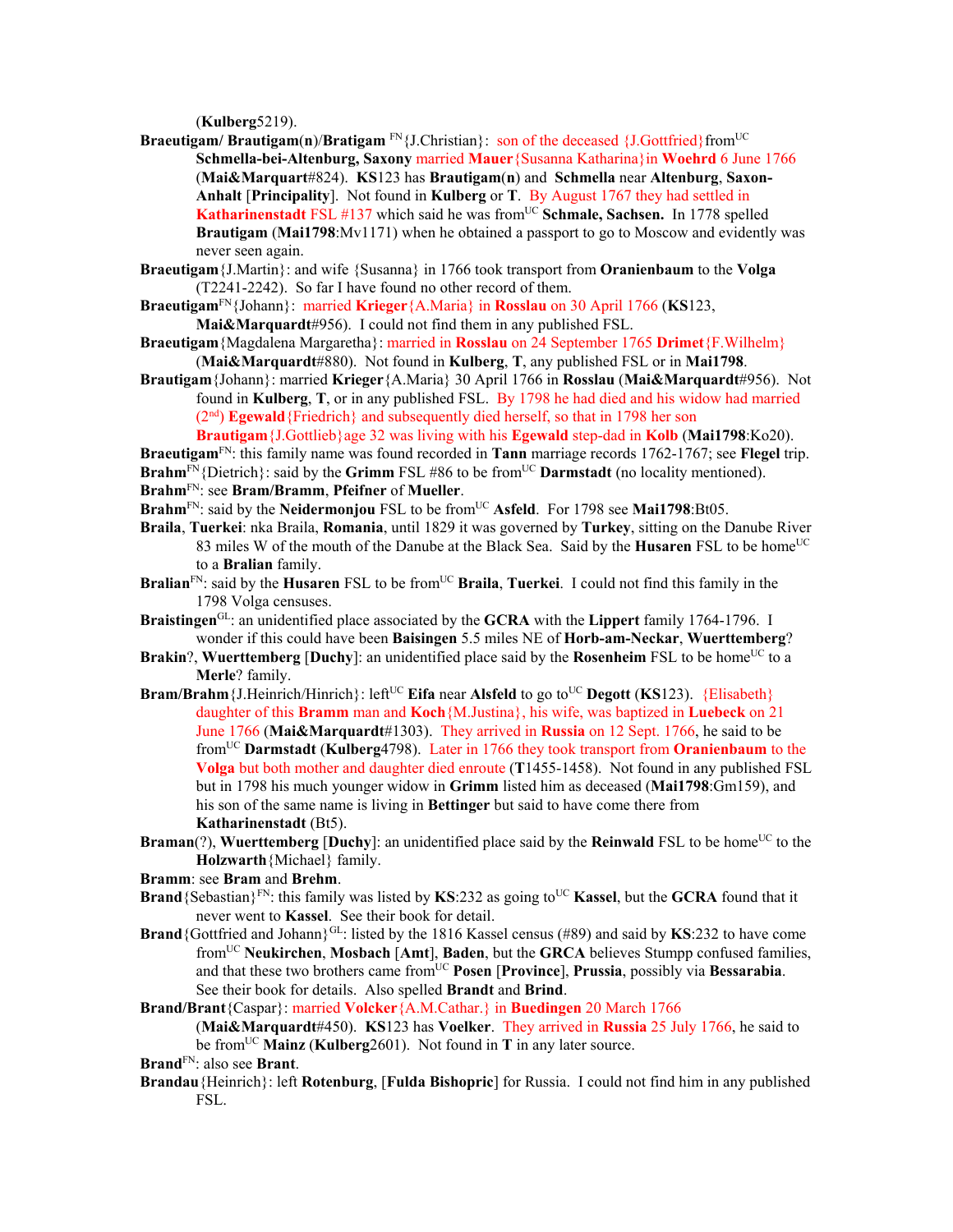(**Kulberg**5219).

**Braeutigam/ Brautigam**(**n**)/**Bratigam** [FN]{J.Christian}: son of the deceased {J.Gottfried}from[UC] **Schmella-bei-Altenburg, Saxony** married **Mauer**{Susanna Katharina}in **Woehrd** 6 June 1766 (**Mai&Marquart**#824). **KS**123 has **Brautigam**(**n**) and **Schmella** near **Altenburg**, **Saxon-Anhalt** [**Principality**]. Not found in **Kulberg** or **T**. By August 1767 they had settled in **Katharinenstadt** FSL #137 which said he was from[UC] **Schmale, Sachsen.** In 1778 spelled **Brautigam** (**Mai1798**:Mv1171) when he obtained a passport to go to Moscow and evidently was never seen again.

**Braeutigam**{J.Martin}: and wife {Susanna} in 1766 took transport from **Oranienbaum** to the **Volga** (T2241-2242). So far I have found no other record of them.

**Braeutigam**[FN]{Johann}: married **Krieger**{A.Maria} in **Rosslau** on 30 April 1766 (**KS**123, **Mai&Marquardt**#956). I could not find them in any published FSL.

**Braeutigam**{Magdalena Margaretha}: married in **Rosslau** on 24 September 1765 **Drimet**{F.Wilhelm} (**Mai&Marquardt**#880). Not found in **Kulberg**, **T**, any published FSL or in **Mai1798**.

**Brautigam**{Johann}: married **Krieger**{A.Maria} 30 April 1766 in **Rosslau** (**Mai&Marquardt**#956). Not found in **Kulberg**, **T**, or in any published FSL. By 1798 he had died and his widow had married (2nd) **Egewald**{Friedrich} and subsequently died herself, so that in 1798 her son **Brautigam**{J.Gottlieb}age 32 was living with his **Egewald** step-dad in **Kolb** (**Mai1798**:Ko20).

**Braeutigam**[FN]: this family name was found recorded in **Tann** marriage records 1762-1767; see **Flegel** trip.

**Brahm**[FN]{Dietrich}: said by the **Grimm** FSL #86 to be from[UC] **Darmstadt** (no locality mentioned).

**Brahm**[FN]: see **Bram**/**Bramm**, **Pfeifner** of **Mueller**.

**Brahm**[FN]: said by the **Neidermonjou** FSL to be from[UC] **Asfeld**. For 1798 see **Mai1798**:Bt05.

**Braila**, **Tuerkei**: nka Braila, **Romania**, until 1829 it was governed by **Turkey**, sitting on the Danube River 83 miles W of the mouth of the Danube at the Black Sea. Said by the **Husaren** FSL to be home[UC] to a **Bralian** family.

**Bralian**[FN]: said by the **Husaren** FSL to be from[UC] **Braila**, **Tuerkei**. I could not find this family in the 1798 Volga censuses.

**Braistingen**[GL]: an unidentified place associated by the **GCRA** with the **Lippert** family 1764-1796. I wonder if this could have been **Baisingen** 5.5 miles NE of **Horb-am-Neckar**, **Wuerttemberg**?

**Brakin**?, **Wuerttemberg** [**Duchy**]: an unidentified place said by the **Rosenheim** FSL to be home[UC] to a **Merle**? family.

**Bram**/**Brahm**{J.Heinrich/Hinrich}: left[UC] **Eifa** near **Alsfeld** to go to[UC] **Degott** (**KS**123). {Elisabeth} daughter of this **Bramm** man and **Koch**{M.Justina}, his wife, was baptized in **Luebeck** on 21 June 1766 (**Mai&Marquardt**#1303). They arrived in **Russia** on 12 Sept. 1766, he said to be from[UC] **Darmstadt** (**Kulberg**4798). Later in 1766 they took transport from **Oranienbaum** to the **Volga** but both mother and daughter died enroute (**T**1455-1458). Not found in any published FSL but in 1798 his much younger widow in **Grimm** listed him as deceased (**Mai1798**:Gm159), and his son of the same name is living in **Bettinger** but said to have come there from **Katharinenstadt** (Bt5).

**Braman**(?), **Wuerttemberg** [**Duchy**]: an unidentified place said by the **Reinwald** FSL to be home[UC] to the **Holzwarth**{Michael} family.

**Bramm**: see **Bram** and **Brehm**.

**Brand**{Sebastian}[FN]: this family was listed by **KS**:232 as going to[UC] **Kassel**, but the **GCRA** found that it never went to **Kassel**. See their book for detail.

**Brand**{Gottfried and Johann}[GL]: listed by the 1816 Kassel census (#89) and said by **KS**:232 to have come from[UC] **Neukirchen**, **Mosbach** [**Amt**], **Baden**, but the **GRCA** believes Stumpp confused families, and that these two brothers came from[UC] **Posen** [**Province**], **Prussia**, possibly via **Bessarabia**. See their book for details. Also spelled **Brandt** and **Brind**.

**Brand/Brant**{Caspar}: married **Volcker**{A.M.Cathar.} in **Buedingen** 20 March 1766 (**Mai&Marquardt**#450). **KS**123 has **Voelker**. They arrived in **Russia** 25 July 1766, he said to be from[UC] **Mainz** (**Kulberg**2601). Not found in **T** in any later source.

**Brand**[FN]: also see **Brant**.

**Brandau**{Heinrich}: left **Rotenburg**, [**Fulda Bishopric**] for Russia. I could not find him in any published FSL.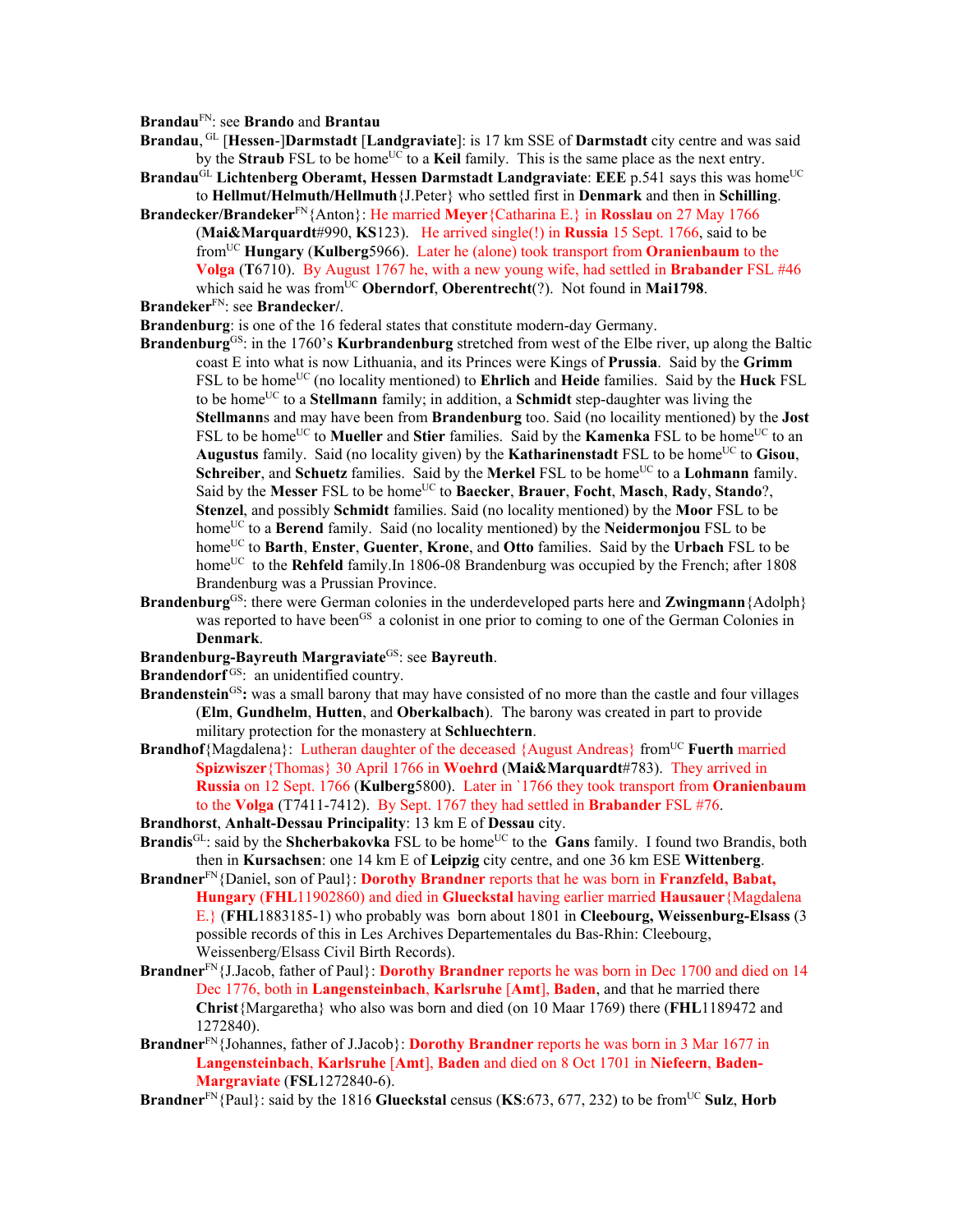**Brandau**[FN]: see **Brando** and **Brantau**

**Brandau**, [GL] [**Hessen-**]**Darmstadt** [**Landgraviate**]: is 17 km SSE of **Darmstadt** city centre and was said by the **Straub** FSL to be home[UC] to a **Keil** family. This is the same place as the next entry.

**Brandau**[GL] **Lichtenberg Oberamt, Hessen Darmstadt Landgraviate**: **EEE** p.541 says this was home[UC] to **Hellmut/Helmuth/Hellmuth**{J.Peter} who settled first in **Denmark** and then in **Schilling**.

**Brandecker/Brandeker**[FN]{Anton}: He married **Meyer**{Catharina E.} in **Rosslau** on 27 May 1766 (**Mai&Marquardt**#990, **KS**123). He arrived single(!) in **Russia** 15 Sept. 1766, said to be from[UC] **Hungary** (**Kulberg**5966). Later he (alone) took transport from **Oranienbaum** to the **Volga** (**T**6710). By August 1767 he, with a new young wife, had settled in **Brabander** FSL #46 which said he was from[UC] **Oberndorf**, **Oberentrecht**(?). Not found in **Mai1798**.

**Brandeker**[FN]: see **Brandecker/**.

**Brandenburg**: is one of the 16 federal states that constitute modern-day Germany.

**Brandenburg**[GS]: in the 1760's **Kurbrandenburg** stretched from west of the Elbe river, up along the Baltic coast E into what is now Lithuania, and its Princes were Kings of **Prussia**. Said by the **Grimm** FSL to be home[UC] (no locality mentioned) to **Ehrlich** and **Heide** families. Said by the **Huck** FSL to be home[UC] to a **Stellmann** family; in addition, a **Schmidt** step-daughter was living the **Stellmann**s and may have been from **Brandenburg** too. Said (no locaility mentioned) by the **Jost** FSL to be home[UC] to **Mueller** and **Stier** families. Said by the **Kamenka** FSL to be home[UC] to an **Augustus** family. Said (no locality given) by the **Katharinenstadt** FSL to be home[UC] to **Gisou**, **Schreiber**, and **Schuetz** families. Said by the **Merkel** FSL to be home[UC] to a **Lohmann** family. Said by the **Messer** FSL to be home[UC] to **Baecker**, **Brauer**, **Focht**, **Masch**, **Rady**, **Stando**?, **Stenzel**, and possibly **Schmidt** families. Said (no locality mentioned) by the **Moor** FSL to be home[UC] to a **Berend** family. Said (no locality mentioned) by the **Neidermonjou** FSL to be home[UC] to **Barth**, **Enster**, **Guenter**, **Krone**, and **Otto** families. Said by the **Urbach** FSL to be home[UC] to the **Rehfeld** family.In 1806-08 Brandenburg was occupied by the French; after 1808 Brandenburg was a Prussian Province.

**Brandenburg**[GS]: there were German colonies in the underdeveloped parts here and **Zwingmann**{Adolph} was reported to have been[GS] a colonist in one prior to coming to one of the German Colonies in **Denmark**.

**Brandenburg-Bayreuth Margraviate**[GS]: see **Bayreuth**.

**Brandendorf** [GS]: an unidentified country.

**Brandenstein**[GS]**:** was a small barony that may have consisted of no more than the castle and four villages (**Elm**, **Gundhelm**, **Hutten**, and **Oberkalbach**). The barony was created in part to provide military protection for the monastery at **Schluechtern**.

**Brandhof**{Magdalena}: Lutheran daughter of the deceased {August Andreas} from[UC] **Fuerth** married **Spizwiszer**{Thomas} 30 April 1766 in **Woehrd** (**Mai&Marquardt**#783). They arrived in **Russia** on 12 Sept. 1766 (**Kulberg**5800). Later in `1766 they took transport from **Oranienbaum** to the **Volga** (T7411-7412). By Sept. 1767 they had settled in **Brabander** FSL #76.

**Brandhorst**, **Anhalt-Dessau Principality**: 13 km E of **Dessau** city.

**Brandis**[GL]: said by the **Shcherbakovka** FSL to be home[UC] to the **Gans** family. I found two Brandis, both then in **Kursachsen**: one 14 km E of **Leipzig** city centre, and one 36 km ESE **Wittenberg**.

**Brandner**[FN]{Daniel, son of Paul}: **Dorothy Brandner** reports that he was born in **Franzfeld, Babat, Hungary** (**FHL**11902860) and died in **Glueckstal** having earlier married **Hausauer**{Magdalena E.} (**FHL**1883185-1) who probably was born about 1801 in **Cleebourg, Weissenburg-Elsass** (3 possible records of this in Les Archives Departementales du Bas-Rhin: Cleebourg, Weissenberg/Elsass Civil Birth Records).

**Brandner**[FN]{J.Jacob, father of Paul}: **Dorothy Brandner** reports he was born in Dec 1700 and died on 14 Dec 1776, both in **Langensteinbach**, **Karlsruhe** [**Amt**], **Baden**, and that he married there **Christ**{Margaretha} who also was born and died (on 10 Maar 1769) there (**FHL**1189472 and 1272840).

**Brandner**[FN]{Johannes, father of J.Jacob}: **Dorothy Brandner** reports he was born in 3 Mar 1677 in **Langensteinbach**, **Karlsruhe** [**Amt**], **Baden** and died on 8 Oct 1701 in **Niefeern**, **Baden-Margraviate** (**FSL**1272840-6).

**Brandner**[FN]{Paul}: said by the 1816 **Glueckstal** census (**KS**:673, 677, 232) to be from[UC] **Sulz**, **Horb**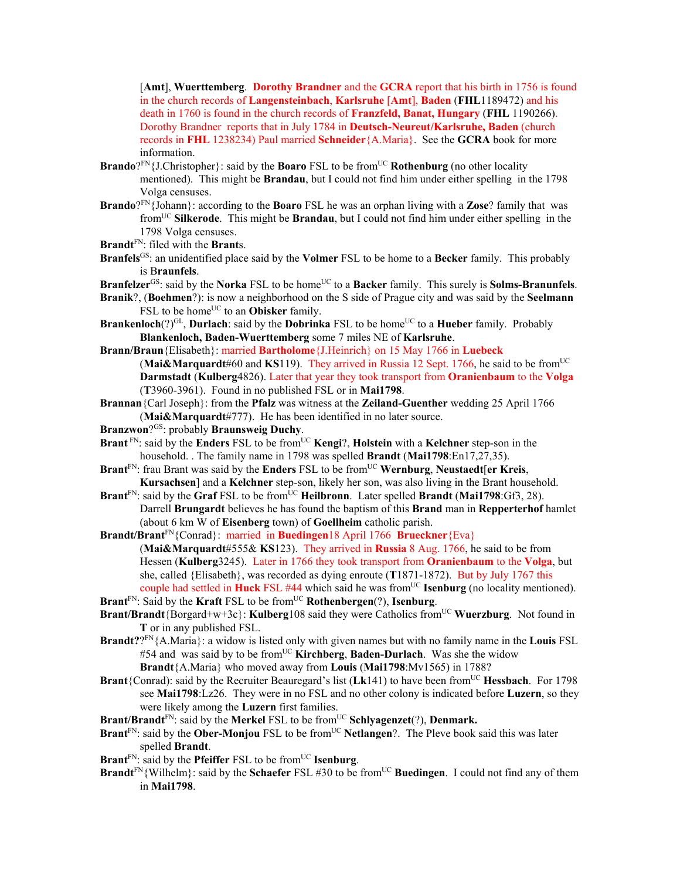[**Amt**], **Wuerttemberg**. **Dorothy Brandner** and the **GCRA** report that his birth in 1756 is found in the church records of **Langensteinbach**, **Karlsruhe** [**Amt**], **Baden** (**FHL**1189472) and his death in 1760 is found in the church records of **Franzfeld, Banat, Hungary** (**FHL** 1190266). Dorothy Brandner reports that in July 1784 in **Deutsch-Neureut/Karlsruhe, Baden** (church records in **FHL** 1238234) Paul married **Schneider**{A.Maria}. See the **GCRA** book for more information.

**Brando**?[FN]{J.Christopher}: said by the **Boaro** FSL to be from[UC] **Rothenburg** (no other locality mentioned). This might be **Brandau**, but I could not find him under either spelling in the 1798 Volga censuses.

**Brando**?[FN]{Johann}: according to the **Boaro** FSL he was an orphan living with a **Zose**? family that was from[UC] **Silkerode**. This might be **Brandau**, but I could not find him under either spelling in the 1798 Volga censuses.

**Brandt**[FN]: filed with the **Brant**s.

**Branfels**[GS]: an unidentified place said by the **Volmer** FSL to be home to a **Becker** family. This probably is **Braunfels**.

**Branfelzer**[GS]: said by the **Norka** FSL to be home[UC] to a **Backer** family. This surely is **Solms-Branunfels**.

**Branik**?, (**Boehmen**?): is now a neighborhood on the S side of Prague city and was said by the **Seelmann** FSL to be home[UC] to an **Obisker** family.

**Brankenloch**(?)[GL], **Durlach**: said by the **Dobrinka** FSL to be home[UC] to a **Hueber** family. Probably **Blankenloch, Baden-Wuerttemberg** some 7 miles NE of **Karlsruhe**.

**Brann/Braun**{Elisabeth}: married **Bartholome**{J.Heinrich} on 15 May 1766 in **Luebeck** (**Mai&Marquardt**#60 and **KS**119). They arrived in Russia 12 Sept. 1766, he said to be from[UC] **Darmstadt** (**Kulberg**4826). Later that year they took transport from **Oranienbaum** to the **Volga** (**T**3960-3961). Found in no published FSL or in **Mai1798**.

**Brannan**{Carl Joseph}: from the **Pfalz** was witness at the **Zeiland-Guenther** wedding 25 April 1766 (**Mai&Marquardt**#777). He has been identified in no later source.

**Branzwon**?[GS]: probably **Braunsweig Duchy**.

**Brant** [FN]: said by the **Enders** FSL to be from[UC] **Kengi**?, **Holstein** with a **Kelchner** step-son in the household. . The family name in 1798 was spelled **Brandt** (**Mai1798**:En17,27,35).

**Brant**[FN]: frau Brant was said by the **Enders** FSL to be from[UC] **Wernburg**, **Neustaedt**[**er Kreis**, **Kursachsen**] and a **Kelchner** step-son, likely her son, was also living in the Brant household.

**Brant**[FN]: said by the **Graf** FSL to be from[UC] **Heilbronn**. Later spelled **Brandt** (**Mai1798**:Gf3, 28). Darrell **Brungardt** believes he has found the baptism of this **Brand** man in **Repperterhof** hamlet (about 6 km W of **Eisenberg** town) of **Goellheim** catholic parish.

**Brandt/Brant**[FN]{Conrad}: married in **Buedingen**18 April 1766 **Brueckner**{Eva} (**Mai&Marquardt**#555& **KS**123). They arrived in **Russia** 8 Aug. 1766, he said to be from Hessen (**Kulberg**3245). Later in 1766 they took transport from **Oranienbaum** to the **Volga**, but she, called {Elisabeth}, was recorded as dying enroute (**T**1871-1872). But by July 1767 this couple had settled in **Huck** FSL #44 which said he was from[UC] **Isenburg** (no locality mentioned).

**Brant**[FN]: Said by the **Kraft** FSL to be from[UC] **Rothenbergen**(?), **Isenburg**.

**Brant/Brandt**{Borgard+w+3c}: **Kulberg**108 said they were Catholics from[UC] **Wuerzburg**. Not found in **T** or in any published FSL.

**Brandt?**?[FN]{A.Maria}: a widow is listed only with given names but with no family name in the **Louis** FSL #54 and was said by to be from[UC] **Kirchberg**, **Baden-Durlach**. Was she the widow **Brandt**{A.Maria} who moved away from **Louis** (**Mai1798**:Mv1565) in 1788?

**Brant**{Conrad): said by the Recruiter Beauregard's list (**Lk**141) to have been from[UC] **Hessbach**. For 1798 see **Mai1798**:Lz26. They were in no FSL and no other colony is indicated before **Luzern**, so they were likely among the **Luzern** first families.

**Brant/Brandt**[FN]: said by the **Merkel** FSL to be from[UC] **Schlyagenzet**(?), **Denmark.**

**Brant**[FN]: said by the **Ober-Monjou** FSL to be from[UC] **Netlangen**?. The Pleve book said this was later spelled **Brandt**.

**Brant**[FN]: said by the **Pfeiffer** FSL to be from[UC] **Isenburg**.

**Brandt**[FN]{Wilhelm}: said by the **Schaefer** FSL #30 to be from[UC] **Buedingen**. I could not find any of them in **Mai1798**.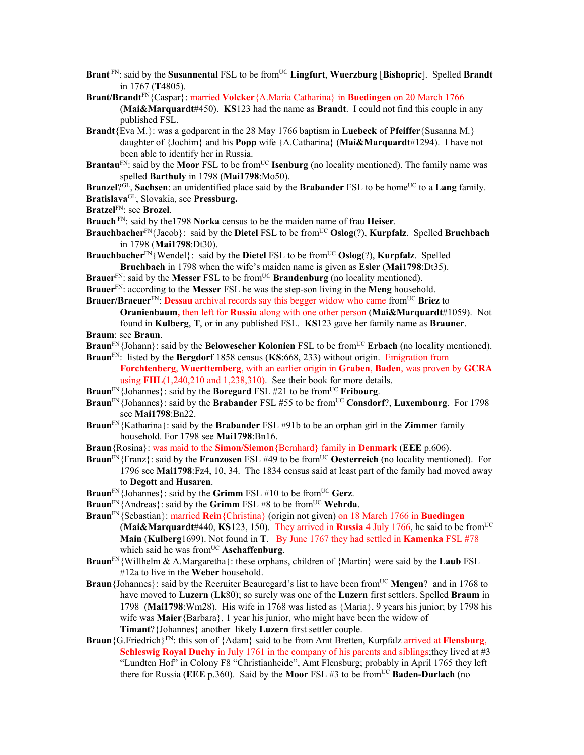**Brant** [FN]: said by the **Susannental** FSL to be from[UC] **Lingfurt**, **Wuerzburg** [**Bishopric**]. Spelled **Brandt** in 1767 (**T**4805).

**Brant/Brandt**[FN]{Caspar}: married **Volcker**{A.Maria Catharina} in **Buedingen** on 20 March 1766 (**Mai&Marquardt**#450). **KS**123 had the name as **Brandt**. I could not find this couple in any published FSL.

**Brandt**{Eva M.}: was a godparent in the 28 May 1766 baptism in **Luebeck** of **Pfeiffer**{Susanna M.} daughter of {Jochim} and his **Popp** wife {A.Catharina} (**Mai&Marquardt**#1294). I have not been able to identify her in Russia.

**Brantau**[FN]: said by the **Moor** FSL to be from[UC] **Isenburg** (no locality mentioned). The family name was spelled **Barthuly** in 1798 (**Mai1798**:Mo50).

**Branzel**?[GL], **Sachsen**: an unidentified place said by the **Brabander** FSL to be home[UC] to a **Lang** family.

**Bratislava**[GL], Slovakia, see **Pressburg.**

**Bratzel**[FN]: see **Brozel**.

**Brauch** [FN]: said by the1798 **Norka** census to be the maiden name of frau **Heiser**.

**Brauchbacher**[FN]{Jacob}: said by the **Dietel** FSL to be from[UC] **Oslog**(?), **Kurpfalz**. Spelled **Bruchbach** in 1798 (**Mai1798**:Dt30).

**Brauchbacher**[FN]{Wendel}: said by the **Dietel** FSL to be from[UC] **Oslog**(?), **Kurpfalz**. Spelled **Bruchbach** in 1798 when the wife's maiden name is given as **Esler** (**Mai1798**:Dt35).

**Brauer**[FN]: said by the **Messer** FSL to be from[UC] **Brandenburg** (no locality mentioned).

**Brauer**[FN]: according to the **Messer** FSL he was the step-son living in the **Meng** household.

**Brauer/Braeuer**[FN]: **Dessau** archival records say this begger widow who came from[UC] **Briez** to **Oranienbaum**, then left for **Russia** along with one other person (**Mai&Marquardt**#1059). Not found in **Kulberg**, **T**, or in any published FSL. **KS**123 gave her family name as **Brauner**.

**Braum**: see **Braun**.

**Braun**[FN]{Johann}: said by the **Belowescher Kolonien** FSL to be from[UC] **Erbach** (no locality mentioned).

**Braun**[FN]: listed by the **Bergdorf** 1858 census (**KS**:668, 233) without origin. Emigration from **Forchtenberg**, **Wuerttemberg**, with an earlier origin in **Graben**, **Baden**, was proven by **GCRA** using **FHL**(1,240,210 and 1,238,310). See their book for more details.

**Braun**[FN]{Johannes}: said by the **Boregard** FSL #21 to be from[UC] **Fribourg**.

**Braun**[FN]{Johannes}: said by the **Brabander** FSL #55 to be from[UC] **Consdorf**?, **Luxembourg**. For 1798 see **Mai1798**:Bn22.

**Braun**[FN]{Katharina}: said by the **Brabander** FSL #91b to be an orphan girl in the **Zimmer** family household. For 1798 see **Mai1798**:Bn16.

**Braun**{Rosina}: was maid to the **Simon/Siemon**{Bernhard} family in **Denmark** (**EEE** p.606).

**Braun**[FN]{Franz}: said by the **Franzosen** FSL #49 to be from[UC] **Oesterreich** (no locality mentioned). For 1796 see **Mai1798**:Fz4, 10, 34. The 1834 census said at least part of the family had moved away to **Degott** and **Husaren**.

**Braun**[FN]{Johannes}: said by the **Grimm** FSL #10 to be from[UC] **Gerz**.

**Braun**[FN]{Andreas}: said by the **Grimm** FSL #8 to be from[UC] **Wehrda**.

**Braun**[FN]{Sebastian}: married **Rein**{Christina} (origin not given) on 18 March 1766 in **Buedingen** (**Mai&Marquardt**#440, **KS**123, 150). They arrived in **Russia** 4 July 1766, he said to be from[UC] **Main** (**Kulberg**1699). Not found in **T**. By June 1767 they had settled in **Kamenka** FSL #78 which said he was from[UC] **Aschaffenburg**.

**Braun**[FN]{Willhelm & A.Margaretha}: these orphans, children of {Martin} were said by the **Laub** FSL #12a to live in the **Weber** household.

**Braun**{Johannes}: said by the Recruiter Beauregard's list to have been from[UC] **Mengen**? and in 1768 to have moved to **Luzern** (**Lk**80); so surely was one of the **Luzern** first settlers. Spelled **Braum** in 1798 (**Mai1798**:Wm28). His wife in 1768 was listed as {Maria}, 9 years his junior; by 1798 his wife was **Maier**{Barbara}, 1 year his junior, who might have been the widow of **Timant**?{Johannes} another likely **Luzern** first settler couple.

**Braun**{G.Friedrich}[FN]: this son of {Adam} said to be from Amt Bretten, Kurpfalz arrived at **Flensburg**, **Schleswig Royal Duchy** in July 1761 in the company of his parents and siblings;they lived at #3 "Lundten Hof" in Colony F8 "Christianheide", Amt Flensburg; probably in April 1765 they left there for Russia (**EEE** p.360). Said by the **Moor** FSL #3 to be from[UC] **Baden-Durlach** (no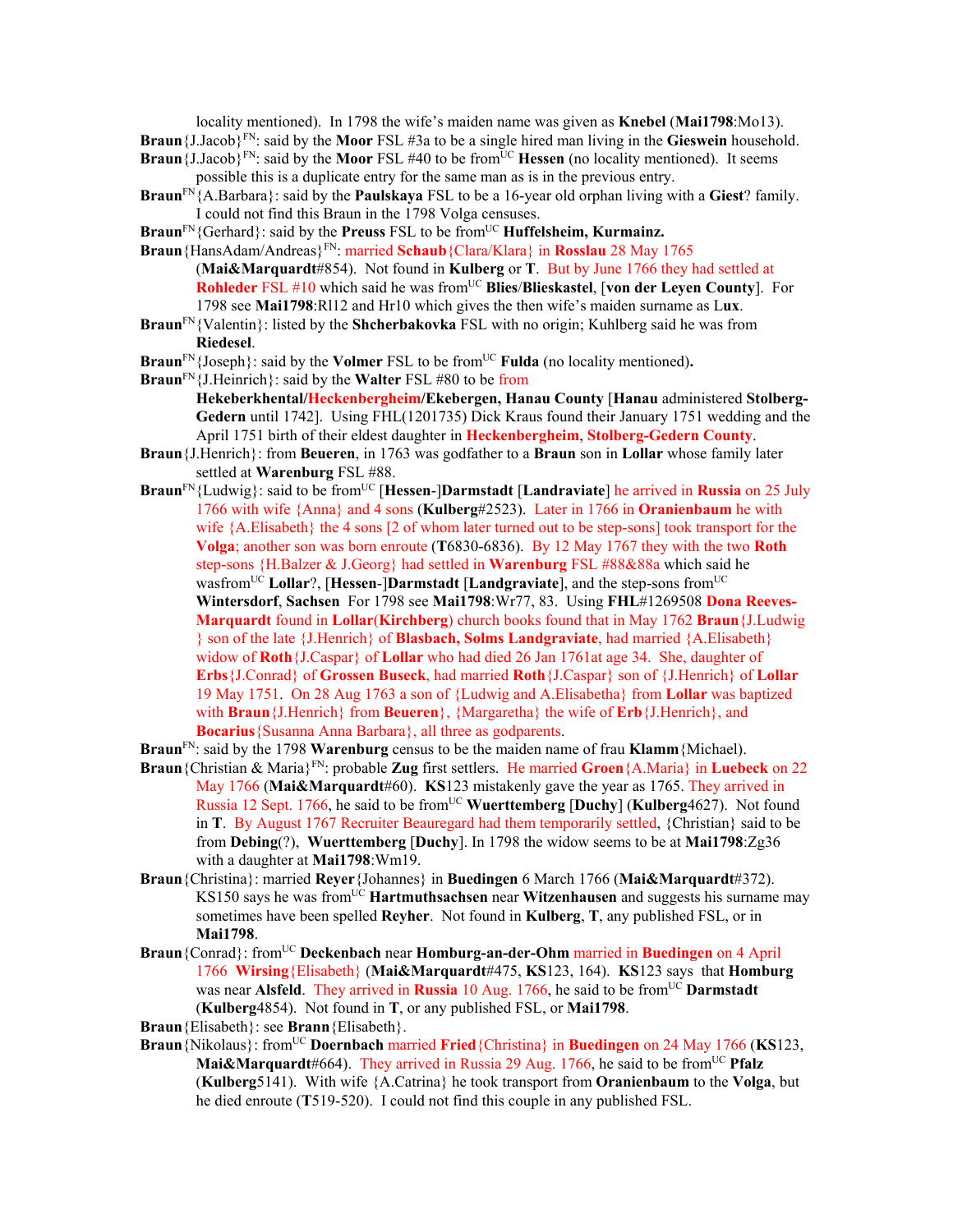locality mentioned). In 1798 the wife's maiden name was given as **Knebel** (**Mai1798**:Mo13).

**Braun**{J.Jacob}[FN]: said by the **Moor** FSL #3a to be a single hired man living in the **Gieswein** household.

**Braun**{J.Jacob}[FN]: said by the **Moor** FSL #40 to be from[UC] **Hessen** (no locality mentioned). It seems possible this is a duplicate entry for the same man as is in the previous entry.

**Braun**[FN]{A.Barbara}: said by the **Paulskaya** FSL to be a 16-year old orphan living with a **Giest**? family. I could not find this Braun in the 1798 Volga censuses.

**Braun**[FN]{Gerhard}: said by the **Preuss** FSL to be from[UC] **Huffelsheim, Kurmainz.**

**Braun**{HansAdam/Andreas}[FN]: married **Schaub**{Clara/Klara} in **Rosslau** 28 May 1765 (**Mai&Marquardt**#854). Not found in **Kulberg** or **T**. But by June 1766 they had settled at **Rohleder** FSL #10 which said he was from[UC] **Blies**/**Blieskastel**, [**von der Leyen County**]. For 1798 see **Mai1798**:Rl12 and Hr10 which gives the then wife's maiden surname as L**ux**.

**Braun**[FN]{Valentin}: listed by the **Shcherbakovka** FSL with no origin; Kuhlberg said he was from **Riedesel**.

**Braun**[FN]{Joseph}: said by the **Volmer** FSL to be from[UC] **Fulda** (no locality mentioned)**.**

**Braun**[FN]{J.Heinrich}: said by the **Walter** FSL #80 to be from **Hekeberkhental**/**Heckenbergheim**/**Ekebergen, Hanau County** [**Hanau** administered **Stolberg-Gedern** until 1742]. Using FHL(1201735) Dick Kraus found their January 1751 wedding and the April 1751 birth of their eldest daughter in **Heckenbergheim**, **Stolberg-Gedern County**.

**Braun**{J.Henrich}: from **Beueren**, in 1763 was godfather to a **Braun** son in **Lollar** whose family later settled at **Warenburg** FSL #88.

**Braun**[FN]{Ludwig}: said to be from[UC] [**Hessen**-]**Darmstadt** [**Landraviate**] he arrived in **Russia** on 25 July 1766 with wife {Anna} and 4 sons (**Kulberg**#2523). Later in 1766 in **Oranienbaum** he with wife {A.Elisabeth} the 4 sons [2 of whom later turned out to be step-sons] took transport for the **Volga**; another son was born enroute (**T**6830-6836). By 12 May 1767 they with the two **Roth** step-sons {H.Balzer & J.Georg} had settled in **Warenburg** FSL #88&88a which said he wasfrom[UC] **Lollar**?, [**Hessen**-]**Darmstadt** [**Landgraviate**], and the step-sons from[UC] **Wintersdorf**, **Sachsen** For 1798 see **Mai1798**:Wr77, 83. Using **FHL**#1269508 **Dona Reeves-Marquardt** found in **Lollar**(**Kirchberg**) church books found that in May 1762 **Braun**{J.Ludwig } son of the late {J.Henrich} of **Blasbach, Solms Landgraviate**, had married {A.Elisabeth} widow of **Roth**{J.Caspar} of **Lollar** who had died 26 Jan 1761at age 34. She, daughter of **Erbs**{J.Conrad} of **Grossen Buseck**, had married **Roth**{J.Caspar} son of {J.Henrich} of **Lollar** 19 May 1751. On 28 Aug 1763 a son of {Ludwig and A.Elisabetha} from **Lollar** was baptized with **Braun**{J.Henrich} from **Beueren**}, {Margaretha} the wife of **Erb**{J.Henrich}, and **Bocarius**{Susanna Anna Barbara}, all three as godparents.

**Braun**[FN]: said by the 1798 **Warenburg** census to be the maiden name of frau **Klamm**{Michael).

**Braun**{Christian & Maria}[FN]: probable **Zug** first settlers. He married **Groen**{A.Maria} in **Luebeck** on 22 May 1766 (**Mai&Marquardt**#60). **KS**123 mistakenly gave the year as 1765. They arrived in Russia 12 Sept. 1766, he said to be from[UC] **Wuerttemberg** [**Duchy**] (**Kulberg**4627). Not found in **T**. By August 1767 Recruiter Beauregard had them temporarily settled, {Christian} said to be from **Debing**(?), **Wuerttemberg** [**Duchy**]. In 1798 the widow seems to be at **Mai1798**:Zg36 with a daughter at **Mai1798**:Wm19.

**Braun**{Christina}: married **Reyer**{Johannes} in **Buedingen** 6 March 1766 (**Mai&Marquardt**#372). KS150 says he was from[UC] **Hartmuthsachsen** near **Witzenhausen** and suggests his surname may sometimes have been spelled **Reyher**. Not found in **Kulberg**, **T**, any published FSL, or in **Mai1798**.

**Braun**{Conrad}: from[UC] **Deckenbach** near **Homburg-an-der-Ohm** married in **Buedingen** on 4 April 1766 **Wirsing**{Elisabeth} (**Mai&Marquardt**#475, **KS**123, 164). **KS**123 says that **Homburg** was near **Alsfeld**. They arrived in **Russia** 10 Aug. 1766, he said to be from[UC] **Darmstadt** (**Kulberg**4854). Not found in **T**, or any published FSL, or **Mai1798**.

**Braun**{Elisabeth}: see **Brann**{Elisabeth}.

**Braun**{Nikolaus}: from[UC] **Doernbach** married **Fried**{Christina} in **Buedingen** on 24 May 1766 (**KS**123, **Mai&Marquardt**#664). They arrived in Russia 29 Aug. 1766, he said to be from[UC] **Pfalz** (**Kulberg**5141). With wife {A.Catrina} he took transport from **Oranienbaum** to the **Volga**, but he died enroute (**T**519-520). I could not find this couple in any published FSL.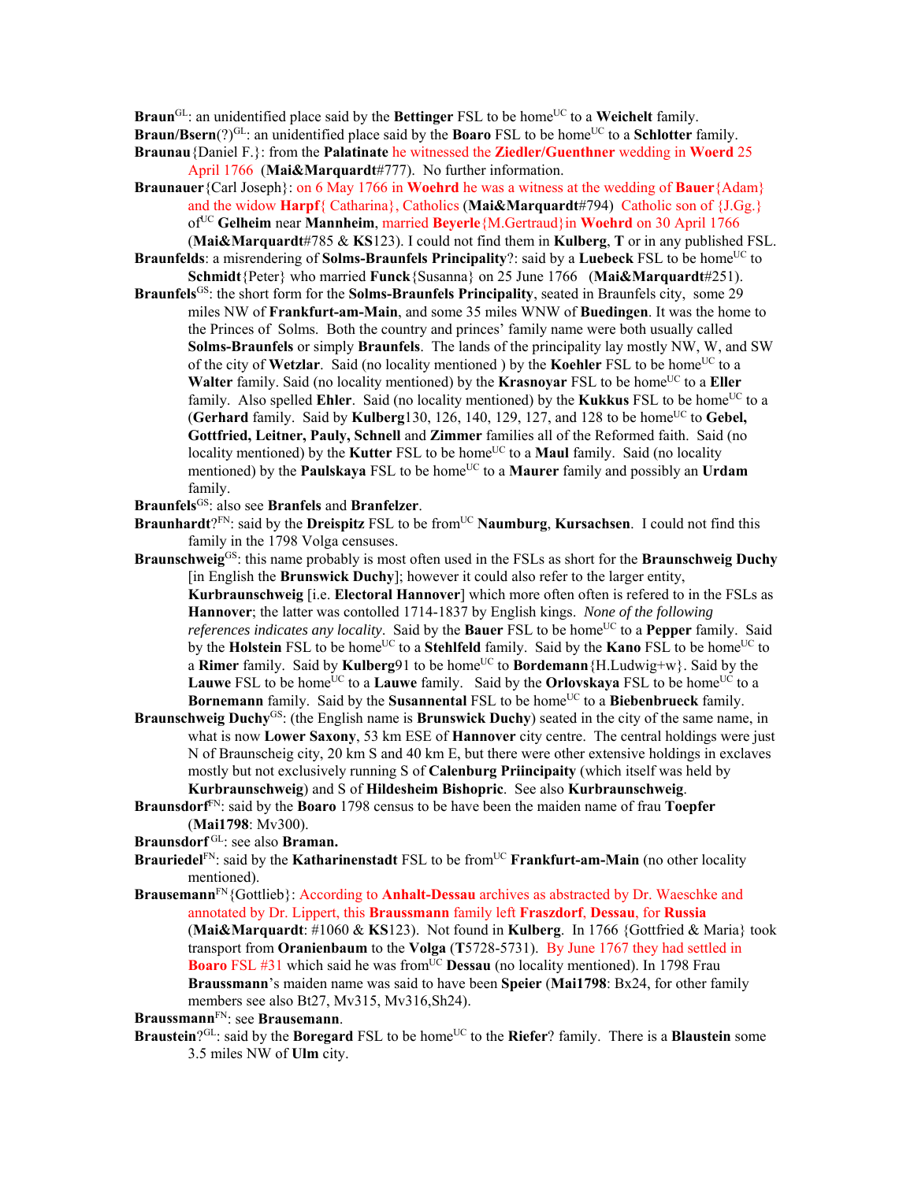**Braun**[GL]: an unidentified place said by the **Bettinger** FSL to be home[UC] to a **Weichelt** family.

**Braun/Bsern**(?)[GL]: an unidentified place said by the **Boaro** FSL to be home[UC] to a **Schlotter** family.

**Braunau**{Daniel F.}: from the **Palatinate** he witnessed the **Ziedler/Guenthner** wedding in **Woerd** 25 April 1766 (**Mai&Marquardt**#777). No further information.

**Braunauer**{Carl Joseph}: on 6 May 1766 in **Woehrd** he was a witness at the wedding of **Bauer**{Adam} and the widow **Harpf**{ Catharina}, Catholics (**Mai&Marquardt**#794) Catholic son of {J.Gg.} of[UC] **Gelheim** near **Mannheim**, married **Beyerle**{M.Gertraud}in **Woehrd** on 30 April 1766 (**Mai&Marquardt**#785 & **KS**123). I could not find them in **Kulberg**, **T** or in any published FSL.

**Braunfelds**: a misrendering of **Solms-Braunfels Principality**?: said by a **Luebeck** FSL to be home[UC] to **Schmidt**{Peter} who married **Funck**{Susanna} on 25 June 1766 (**Mai&Marquardt**#251).

**Braunfels**[GS]: the short form for the **Solms-Braunfels Principality**, seated in Braunfels city, some 29 miles NW of **Frankfurt-am-Main**, and some 35 miles WNW of **Buedingen**. It was the home to the Princes of Solms. Both the country and princes' family name were both usually called **Solms-Braunfels** or simply **Braunfels**. The lands of the principality lay mostly NW, W, and SW of the city of **Wetzlar**. Said (no locality mentioned ) by the **Koehler** FSL to be home[UC] to a **Walter** family. Said (no locality mentioned) by the **Krasnoyar** FSL to be home[UC] to a **Eller** family. Also spelled **Ehler**. Said (no locality mentioned) by the **Kukkus** FSL to be home[UC] to a (**Gerhard** family. Said by **Kulberg**130, 126, 140, 129, 127, and 128 to be home[UC] to **Gebel, Gottfried, Leitner, Pauly, Schnell** and **Zimmer** families all of the Reformed faith. Said (no locality mentioned) by the **Kutter** FSL to be home[UC] to a **Maul** family. Said (no locality mentioned) by the **Paulskaya** FSL to be home[UC] to a **Maurer** family and possibly an **Urdam** family.

**Braunfels**[GS]: also see **Branfels** and **Branfelzer**.

**Braunhardt**?[FN]: said by the **Dreispitz** FSL to be from[UC] **Naumburg**, **Kursachsen**. I could not find this family in the 1798 Volga censuses.

**Braunschweig**[GS]: this name probably is most often used in the FSLs as short for the **Braunschweig Duchy** [in English the **Brunswick Duchy**]; however it could also refer to the larger entity, **Kurbraunschweig** [i.e. **Electoral Hannover**] which more often often is refered to in the FSLs as **Hannover**; the latter was contolled 1714-1837 by English kings. *None of the following references indicates any locality*. Said by the **Bauer** FSL to be home[UC] to a **Pepper** family. Said by the **Holstein** FSL to be home[UC] to a **Stehlfeld** family. Said by the **Kano** FSL to be home[UC] to a **Rimer** family. Said by **Kulberg**91 to be home[UC] to **Bordemann**{H.Ludwig+w}. Said by the **Lauwe** FSL to be home[UC] to a **Lauwe** family. Said by the **Orlovskaya** FSL to be home[UC] to a **Bornemann** family. Said by the **Susannental** FSL to be home[UC] to a **Biebenbrueck** family.

**Braunschweig Duchy**[GS]: (the English name is **Brunswick Duchy**) seated in the city of the same name, in what is now **Lower Saxony**, 53 km ESE of **Hannover** city centre. The central holdings were just N of Braunscheig city, 20 km S and 40 km E, but there were other extensive holdings in exclaves mostly but not exclusively running S of **Calenburg Priincipaity** (which itself was held by **Kurbraunschweig**) and S of **Hildesheim Bishopric**. See also **Kurbraunschweig**.

**Braunsdorf**[FN]: said by the **Boaro** 1798 census to be have been the maiden name of frau **Toepfer** (**Mai1798**: Mv300).

**Braunsdorf** [GL]: see also **Braman.**

**Brauriedel**[FN]: said by the **Katharinenstadt** FSL to be from[UC] **Frankfurt-am-Main** (no other locality mentioned).

**Brausemann**[FN]{Gottlieb}: According to **Anhalt-Dessau** archives as abstracted by Dr. Waeschke and annotated by Dr. Lippert, this **Braussmann** family left **Fraszdorf**, **Dessau**, for **Russia** (**Mai&Marquardt**: #1060 & **KS**123). Not found in **Kulberg**. In 1766 {Gottfried & Maria} took transport from **Oranienbaum** to the **Volga** (**T**5728-5731). By June 1767 they had settled in **Boaro** FSL #31 which said he was from[UC] **Dessau** (no locality mentioned). In 1798 Frau **Braussmann**'s maiden name was said to have been **Speier** (**Mai1798**: Bx24, for other family members see also Bt27, Mv315, Mv316,Sh24).

**Braussmann**[FN]: see **Brausemann**.

**Braustein**?[GL]: said by the **Boregard** FSL to be home[UC] to the **Riefer**? family. There is a **Blaustein** some 3.5 miles NW of **Ulm** city.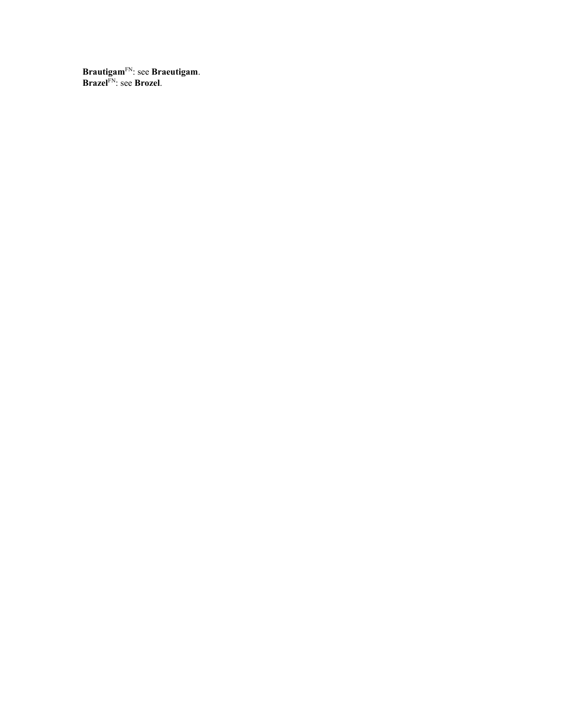**Brautigam**[FN]: see **Braeutigam**.
**Brazel**[FN]: see **Brozel**.